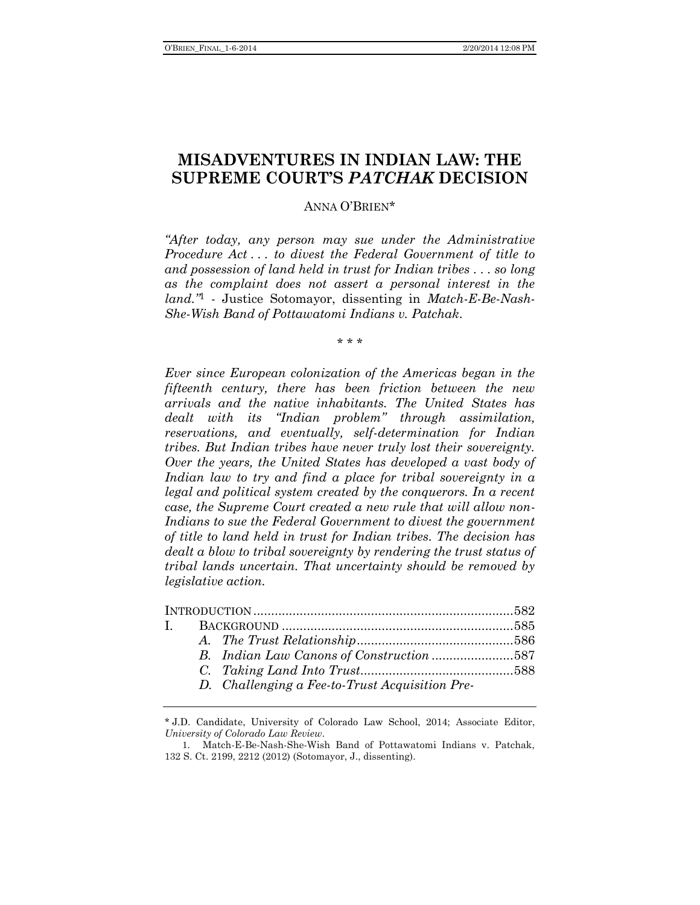# MISADVENTURES IN INDIAN LAW: THE SUPREME COURT'S *PATCHAK* DECISION

ANNA O'BRIEN*

*"After today, any person may sue under the Administrative Procedure Act . . . to divest the Federal Government of title to and possession of land held in trust for Indian tribes . . . so long as the complaint does not assert a personal interest in the land."*[1] - Justice Sotomayor, dissenting in *Match-E-Be-Nash-She-Wish Band of Pottawatomi Indians v. Patchak*.

\* \* \*

*Ever since European colonization of the Americas began in the fifteenth century, there has been friction between the new arrivals and the native inhabitants. The United States has dealt with its "Indian problem" through assimilation, reservations, and eventually, self-determination for Indian tribes. But Indian tribes have never truly lost their sovereignty. Over the years, the United States has developed a vast body of Indian law to try and find a place for tribal sovereignty in a legal and political system created by the conquerors. In a recent case, the Supreme Court created a new rule that will allow non-Indians to sue the Federal Government to divest the government of title to land held in trust for Indian tribes. The decision has dealt a blow to tribal sovereignty by rendering the trust status of tribal lands uncertain. That uncertainty should be removed by legislative action.*

INTRODUCTION ........................................................................582
I. BACKGROUND ................................................................585
  A. *The Trust Relationship* ...........................................586
  B. *Indian Law Canons of Construction* .......................587
  C. *Taking Land Into Trust* ..........................................588
  D. *Challenging a Fee-to-Trust Acquisition Pre-*

---

\* J.D. Candidate, University of Colorado Law School, 2014; Associate Editor, *University of Colorado Law Review*.

1. Match-E-Be-Nash-She-Wish Band of Pottawatomi Indians v. Patchak, 132 S. Ct. 2199, 2212 (2012) (Sotomayor, J., dissenting).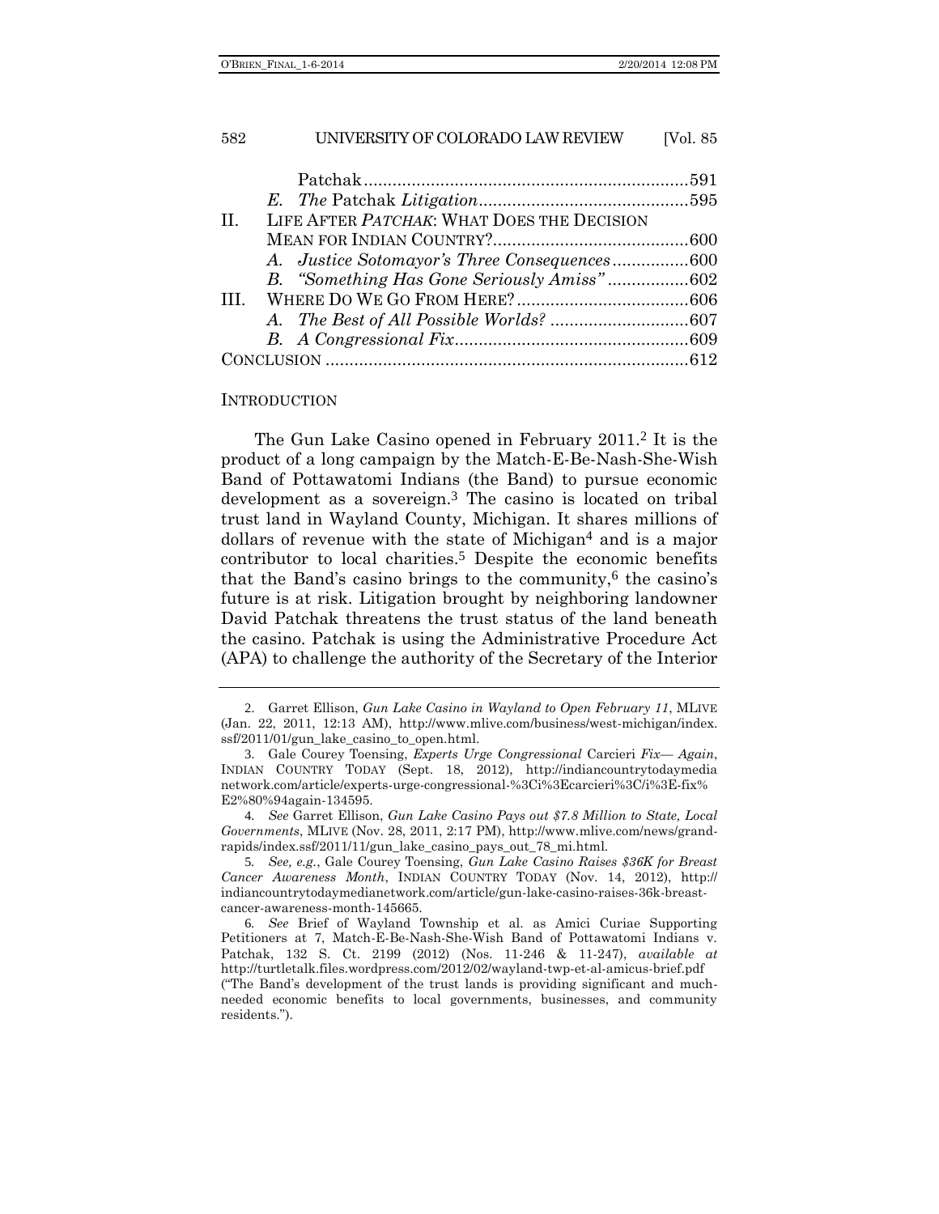Patchak ....................................................................591

*E. The* Patchak *Litigation*.............................................595

II. LIFE AFTER *PATCHAK*: WHAT DOES THE DECISION MEAN FOR INDIAN COUNTRY?..........................................600

*A. Justice Sotomayor's Three Consequences*................600

*B. "Something Has Gone Seriously Amiss"*.................602

III. WHERE DO WE GO FROM HERE?....................................606

*A. The Best of All Possible Worlds?*............................607

*B. A Congressional Fix*.................................................609

CONCLUSION ............................................................................612

## INTRODUCTION

The Gun Lake Casino opened in February 2011.[2] It is the product of a long campaign by the Match-E-Be-Nash-She-Wish Band of Pottawatomi Indians (the Band) to pursue economic development as a sovereign.[3] The casino is located on tribal trust land in Wayland County, Michigan. It shares millions of dollars of revenue with the state of Michigan[4] and is a major contributor to local charities.[5] Despite the economic benefits that the Band's casino brings to the community,[6] the casino's future is at risk. Litigation brought by neighboring landowner David Patchak threatens the trust status of the land beneath the casino. Patchak is using the Administrative Procedure Act (APA) to challenge the authority of the Secretary of the Interior

---

2. Garret Ellison, *Gun Lake Casino in Wayland to Open February 11*, MLIVE (Jan. 22, 2011, 12:13 AM), http://www.mlive.com/business/west-michigan/index.ssf/2011/01/gun_lake_casino_to_open.html.

3. Gale Courey Toensing, *Experts Urge Congressional* Carcieri *Fix— Again*, INDIAN COUNTRY TODAY (Sept. 18, 2012), http://indiancountrytodaymedianetwork.com/article/experts-urge-congressional-%3Ci%3Ecarcieri%3C/i%3E-fix%E2%80%94again-134595.

4. *See* Garret Ellison, *Gun Lake Casino Pays out $7.8 Million to State, Local Governments*, MLIVE (Nov. 28, 2011, 2:17 PM), http://www.mlive.com/news/grand-rapids/index.ssf/2011/11/gun_lake_casino_pays_out_78_mi.html.

5. *See, e.g.*, Gale Courey Toensing, *Gun Lake Casino Raises $36K for Breast Cancer Awareness Month*, INDIAN COUNTRY TODAY (Nov. 14, 2012), http://indiancountrytodaymedianetwork.com/article/gun-lake-casino-raises-36k-breast-cancer-awareness-month-145665.

6. *See* Brief of Wayland Township et al. as Amici Curiae Supporting Petitioners at 7, Match-E-Be-Nash-She-Wish Band of Pottawatomi Indians v. Patchak, 132 S. Ct. 2199 (2012) (Nos. 11-246 & 11-247), *available at* http://turtletalk.files.wordpress.com/2012/02/wayland-twp-et-al-amicus-brief.pdf ("The Band's development of the trust lands is providing significant and much-needed economic benefits to local governments, businesses, and community residents.").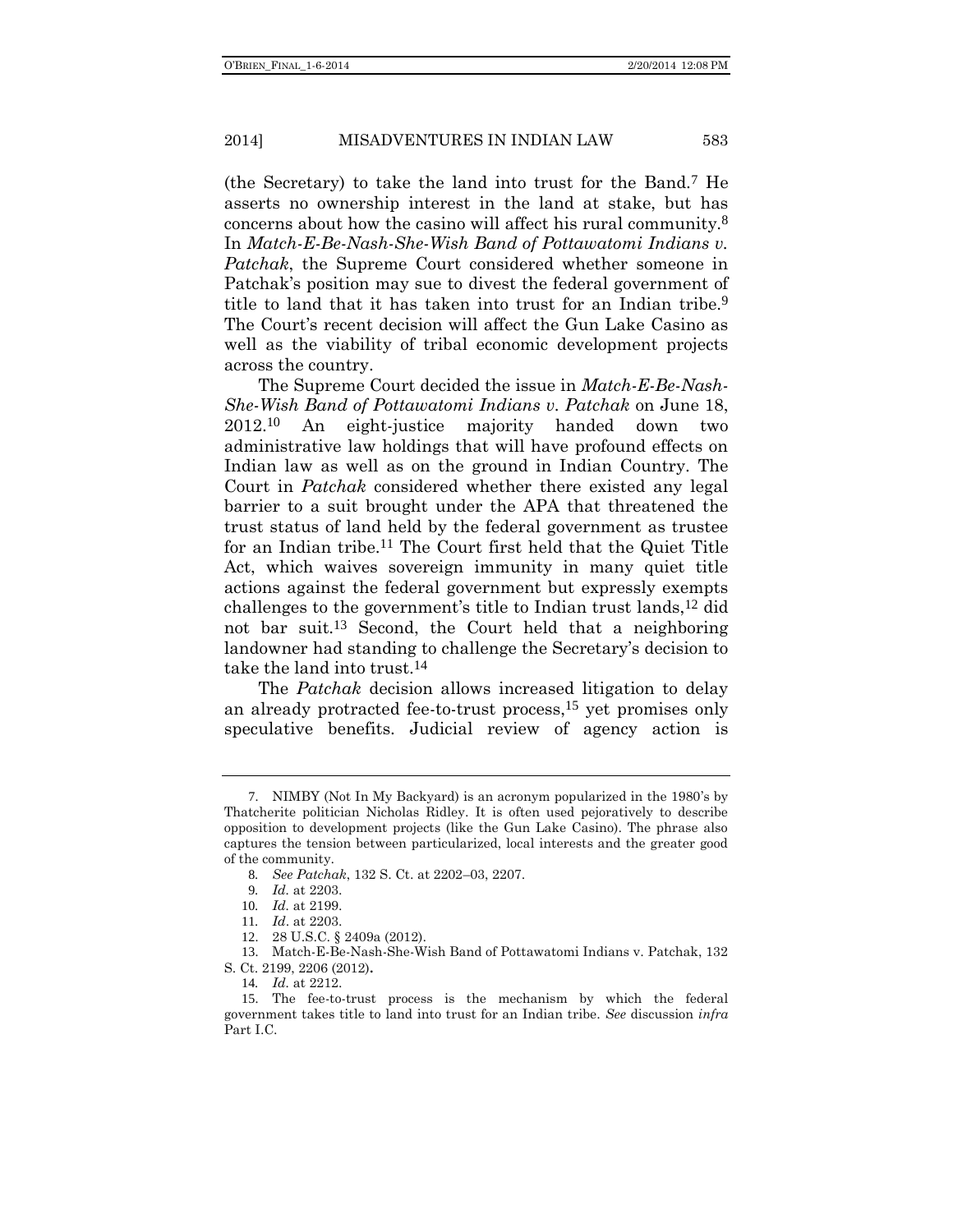(the Secretary) to take the land into trust for the Band.[7] He asserts no ownership interest in the land at stake, but has concerns about how the casino will affect his rural community.[8] In *Match-E-Be-Nash-She-Wish Band of Pottawatomi Indians v. Patchak*, the Supreme Court considered whether someone in Patchak's position may sue to divest the federal government of title to land that it has taken into trust for an Indian tribe.[9] The Court's recent decision will affect the Gun Lake Casino as well as the viability of tribal economic development projects across the country.

The Supreme Court decided the issue in *Match-E-Be-Nash-She-Wish Band of Pottawatomi Indians v. Patchak* on June 18, 2012.[10] An eight-justice majority handed down two administrative law holdings that will have profound effects on Indian law as well as on the ground in Indian Country. The Court in *Patchak* considered whether there existed any legal barrier to a suit brought under the APA that threatened the trust status of land held by the federal government as trustee for an Indian tribe.[11] The Court first held that the Quiet Title Act, which waives sovereign immunity in many quiet title actions against the federal government but expressly exempts challenges to the government's title to Indian trust lands,[12] did not bar suit.[13] Second, the Court held that a neighboring landowner had standing to challenge the Secretary's decision to take the land into trust.[14]

The *Patchak* decision allows increased litigation to delay an already protracted fee-to-trust process,[15] yet promises only speculative benefits. Judicial review of agency action is

---

7. NIMBY (Not In My Backyard) is an acronym popularized in the 1980's by Thatcherite politician Nicholas Ridley. It is often used pejoratively to describe opposition to development projects (like the Gun Lake Casino). The phrase also captures the tension between particularized, local interests and the greater good of the community.

8. *See Patchak*, 132 S. Ct. at 2202–03, 2207.

9. *Id*. at 2203.

10. *Id*. at 2199.

11. *Id*. at 2203.

12. 28 U.S.C. § 2409a (2012).

13. Match-E-Be-Nash-She-Wish Band of Pottawatomi Indians v. Patchak, 132 S. Ct. 2199, 2206 (2012).

14. *Id*. at 2212.

15. The fee-to-trust process is the mechanism by which the federal government takes title to land into trust for an Indian tribe. *See* discussion *infra* Part I.C.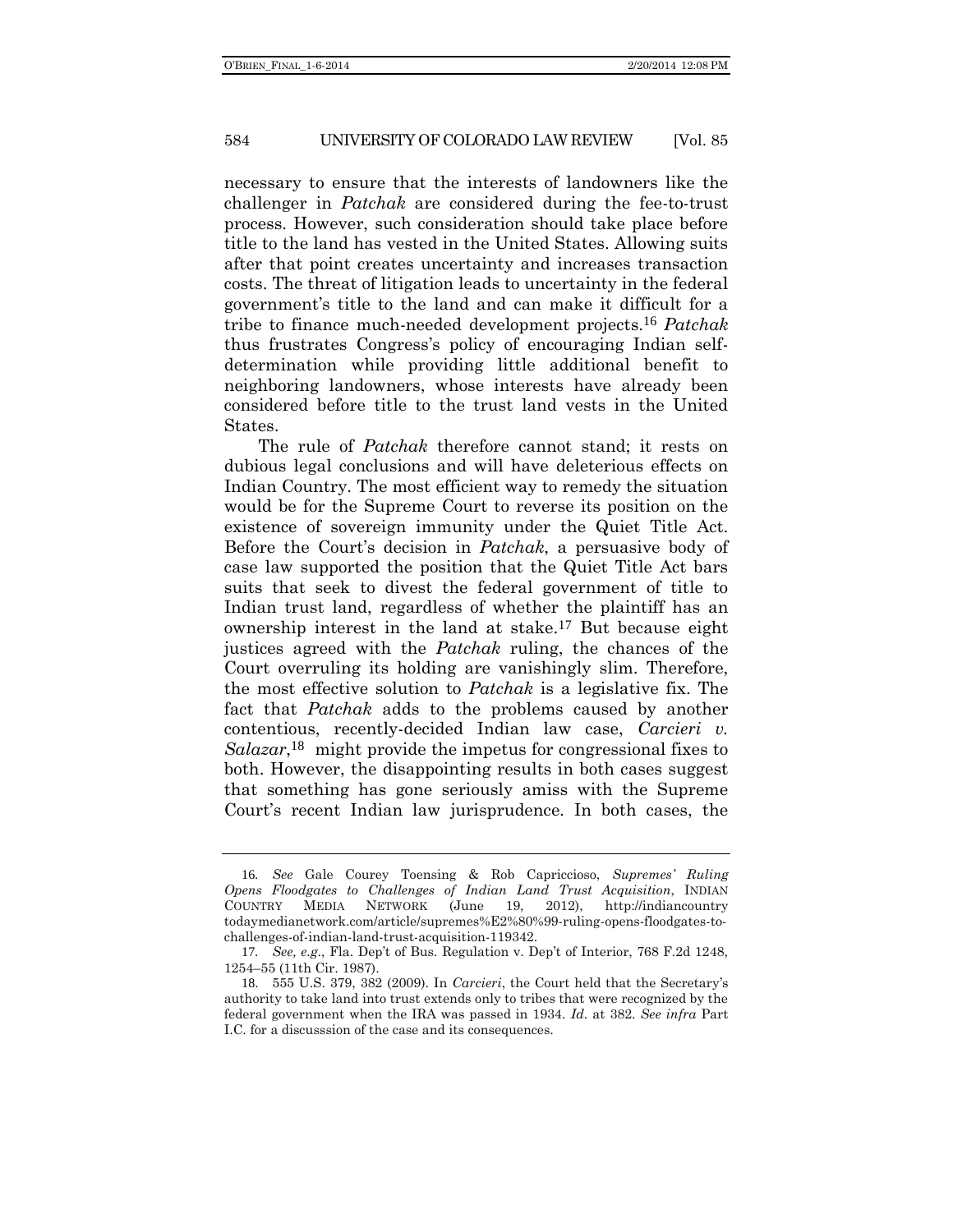necessary to ensure that the interests of landowners like the challenger in *Patchak* are considered during the fee-to-trust process. However, such consideration should take place before title to the land has vested in the United States. Allowing suits after that point creates uncertainty and increases transaction costs. The threat of litigation leads to uncertainty in the federal government's title to the land and can make it difficult for a tribe to finance much-needed development projects.[16] *Patchak* thus frustrates Congress's policy of encouraging Indian self-determination while providing little additional benefit to neighboring landowners, whose interests have already been considered before title to the trust land vests in the United States.

The rule of *Patchak* therefore cannot stand; it rests on dubious legal conclusions and will have deleterious effects on Indian Country. The most efficient way to remedy the situation would be for the Supreme Court to reverse its position on the existence of sovereign immunity under the Quiet Title Act. Before the Court's decision in *Patchak*, a persuasive body of case law supported the position that the Quiet Title Act bars suits that seek to divest the federal government of title to Indian trust land, regardless of whether the plaintiff has an ownership interest in the land at stake.[17] But because eight justices agreed with the *Patchak* ruling, the chances of the Court overruling its holding are vanishingly slim. Therefore, the most effective solution to *Patchak* is a legislative fix. The fact that *Patchak* adds to the problems caused by another contentious, recently-decided Indian law case, *Carcieri v. Salazar*,[18] might provide the impetus for congressional fixes to both. However, the disappointing results in both cases suggest that something has gone seriously amiss with the Supreme Court's recent Indian law jurisprudence. In both cases, the

---

16. *See* Gale Courey Toensing & Rob Capriccioso, *Supremes' Ruling Opens Floodgates to Challenges of Indian Land Trust Acquisition*, INDIAN COUNTRY MEDIA NETWORK (June 19, 2012), http://indiancountrytodaymedianetwork.com/article/supremes%E2%80%99-ruling-opens-floodgates-to-challenges-of-indian-land-trust-acquisition-119342.

17. *See, e.g.*, Fla. Dep't of Bus. Regulation v. Dep't of Interior, 768 F.2d 1248, 1254–55 (11th Cir. 1987).

18. 555 U.S. 379, 382 (2009). In *Carcieri*, the Court held that the Secretary's authority to take land into trust extends only to tribes that were recognized by the federal government when the IRA was passed in 1934. *Id.* at 382. *See infra* Part I.C. for a discusssion of the case and its consequences.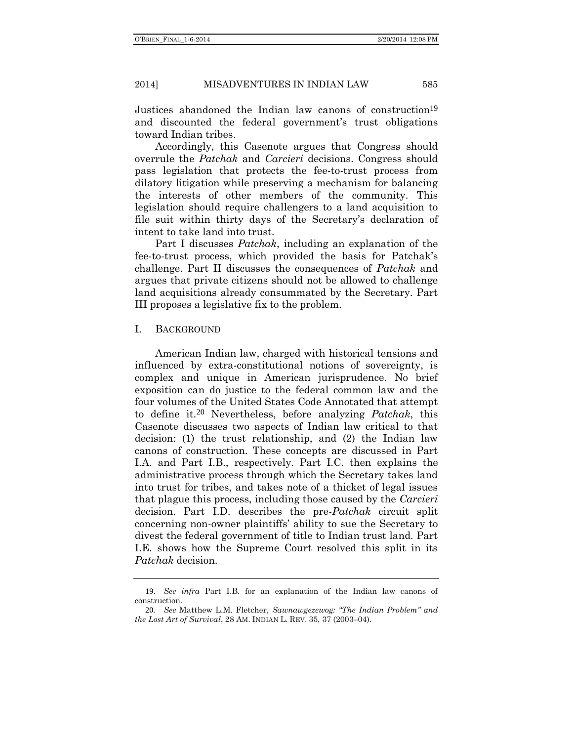Justices abandoned the Indian law canons of construction[19] and discounted the federal government's trust obligations toward Indian tribes.

Accordingly, this Casenote argues that Congress should overrule the *Patchak* and *Carcieri* decisions. Congress should pass legislation that protects the fee-to-trust process from dilatory litigation while preserving a mechanism for balancing the interests of other members of the community. This legislation should require challengers to a land acquisition to file suit within thirty days of the Secretary's declaration of intent to take land into trust.

Part I discusses *Patchak*, including an explanation of the fee-to-trust process, which provided the basis for Patchak's challenge. Part II discusses the consequences of *Patchak* and argues that private citizens should not be allowed to challenge land acquisitions already consummated by the Secretary. Part III proposes a legislative fix to the problem.

## I. BACKGROUND

American Indian law, charged with historical tensions and influenced by extra-constitutional notions of sovereignty, is complex and unique in American jurisprudence. No brief exposition can do justice to the federal common law and the four volumes of the United States Code Annotated that attempt to define it.[20] Nevertheless, before analyzing *Patchak*, this Casenote discusses two aspects of Indian law critical to that decision: (1) the trust relationship, and (2) the Indian law canons of construction. These concepts are discussed in Part I.A. and Part I.B., respectively. Part I.C. then explains the administrative process through which the Secretary takes land into trust for tribes, and takes note of a thicket of legal issues that plague this process, including those caused by the *Carcieri* decision. Part I.D. describes the pre-*Patchak* circuit split concerning non-owner plaintiffs' ability to sue the Secretary to divest the federal government of title to Indian trust land. Part I.E. shows how the Supreme Court resolved this split in its *Patchak* decision.

---

19. *See infra* Part I.B. for an explanation of the Indian law canons of construction.

20. *See* Matthew L.M. Fletcher, *Sawnawgezewog: "The Indian Problem" and the Lost Art of Survival*, 28 AM. INDIAN L. REV. 35, 37 (2003–04).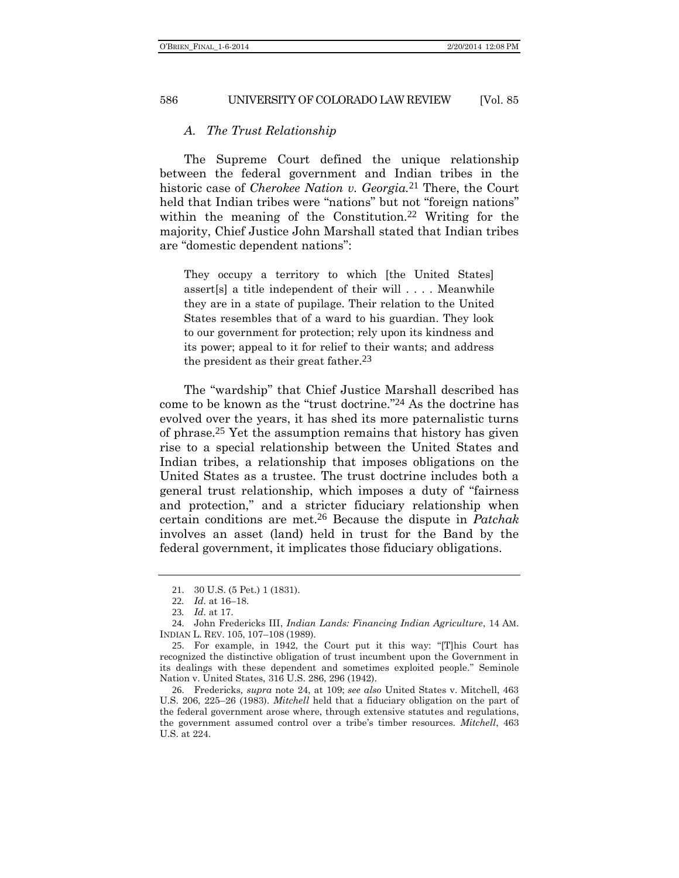### *A. The Trust Relationship*

The Supreme Court defined the unique relationship between the federal government and Indian tribes in the historic case of *Cherokee Nation v. Georgia.*[21] There, the Court held that Indian tribes were "nations" but not "foreign nations" within the meaning of the Constitution.[22] Writing for the majority, Chief Justice John Marshall stated that Indian tribes are "domestic dependent nations":

> They occupy a territory to which [the United States] assert[s] a title independent of their will . . . . Meanwhile they are in a state of pupilage. Their relation to the United States resembles that of a ward to his guardian. They look to our government for protection; rely upon its kindness and its power; appeal to it for relief to their wants; and address the president as their great father.[23]

The "wardship" that Chief Justice Marshall described has come to be known as the "trust doctrine."[24] As the doctrine has evolved over the years, it has shed its more paternalistic turns of phrase.[25] Yet the assumption remains that history has given rise to a special relationship between the United States and Indian tribes, a relationship that imposes obligations on the United States as a trustee. The trust doctrine includes both a general trust relationship, which imposes a duty of "fairness and protection," and a stricter fiduciary relationship when certain conditions are met.[26] Because the dispute in *Patchak* involves an asset (land) held in trust for the Band by the federal government, it implicates those fiduciary obligations.

---

21. 30 U.S. (5 Pet.) 1 (1831).

22. *Id.* at 16–18.

23. *Id.* at 17.

24. John Fredericks III, *Indian Lands: Financing Indian Agriculture*, 14 AM. INDIAN L. REV. 105, 107–108 (1989).

25. For example, in 1942, the Court put it this way: "[T]his Court has recognized the distinctive obligation of trust incumbent upon the Government in its dealings with these dependent and sometimes exploited people." Seminole Nation v. United States, 316 U.S. 286, 296 (1942).

26. Fredericks*, supra* note 24, at 109; *see also* United States v. Mitchell, 463 U.S. 206, 225–26 (1983). *Mitchell* held that a fiduciary obligation on the part of the federal government arose where, through extensive statutes and regulations, the government assumed control over a tribe's timber resources. *Mitchell*, 463 U.S. at 224.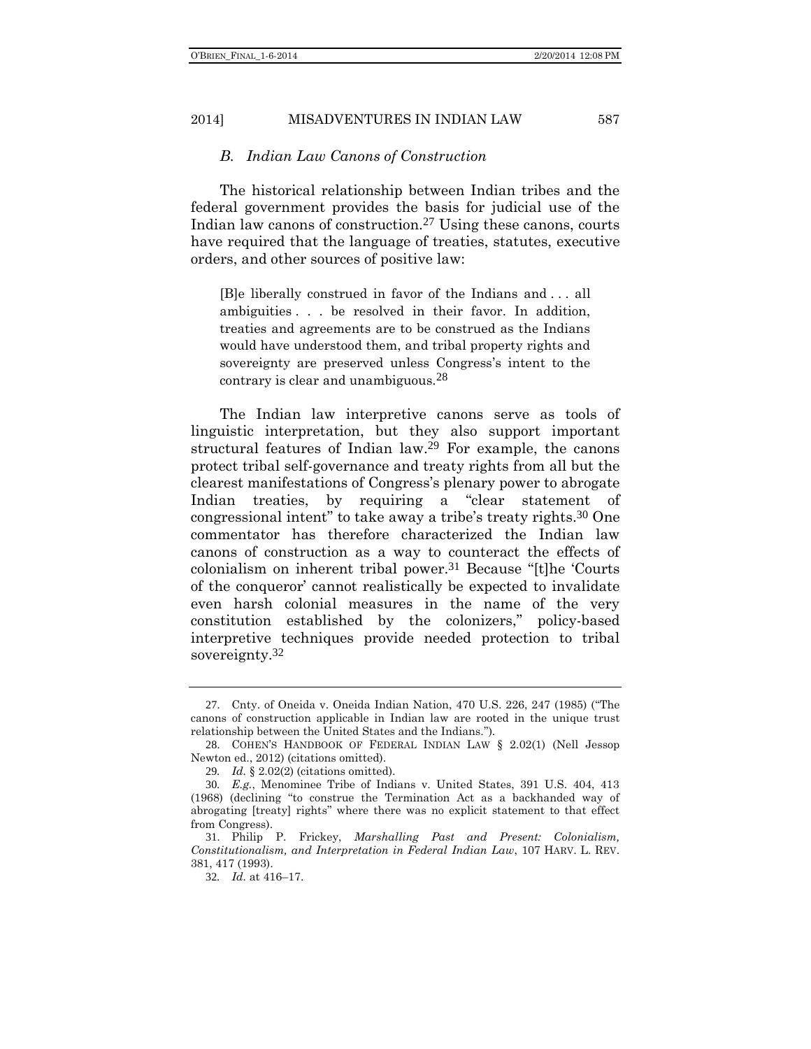### *B. Indian Law Canons of Construction*

The historical relationship between Indian tribes and the federal government provides the basis for judicial use of the Indian law canons of construction.[27] Using these canons, courts have required that the language of treaties, statutes, executive orders, and other sources of positive law:

> [B]e liberally construed in favor of the Indians and . . . all ambiguities . . . be resolved in their favor. In addition, treaties and agreements are to be construed as the Indians would have understood them, and tribal property rights and sovereignty are preserved unless Congress's intent to the contrary is clear and unambiguous.[28]

The Indian law interpretive canons serve as tools of linguistic interpretation, but they also support important structural features of Indian law.[29] For example, the canons protect tribal self-governance and treaty rights from all but the clearest manifestations of Congress's plenary power to abrogate Indian treaties, by requiring a "clear statement of congressional intent" to take away a tribe's treaty rights.[30] One commentator has therefore characterized the Indian law canons of construction as a way to counteract the effects of colonialism on inherent tribal power.[31] Because "[t]he 'Courts of the conqueror' cannot realistically be expected to invalidate even harsh colonial measures in the name of the very constitution established by the colonizers," policy-based interpretive techniques provide needed protection to tribal sovereignty.[32]

---

27. Cnty. of Oneida v. Oneida Indian Nation, 470 U.S. 226, 247 (1985) ("The canons of construction applicable in Indian law are rooted in the unique trust relationship between the United States and the Indians.").

28. COHEN'S HANDBOOK OF FEDERAL INDIAN LAW § 2.02(1) (Nell Jessop Newton ed., 2012) (citations omitted).

29. *Id.* § 2.02(2) (citations omitted).

30. *E.g.*, Menominee Tribe of Indians v. United States, 391 U.S. 404, 413 (1968) (declining "to construe the Termination Act as a backhanded way of abrogating [treaty] rights" where there was no explicit statement to that effect from Congress).

31. Philip P. Frickey, *Marshalling Past and Present: Colonialism, Constitutionalism, and Interpretation in Federal Indian Law*, 107 HARV. L. REV. 381, 417 (1993).

32. *Id.* at 416–17.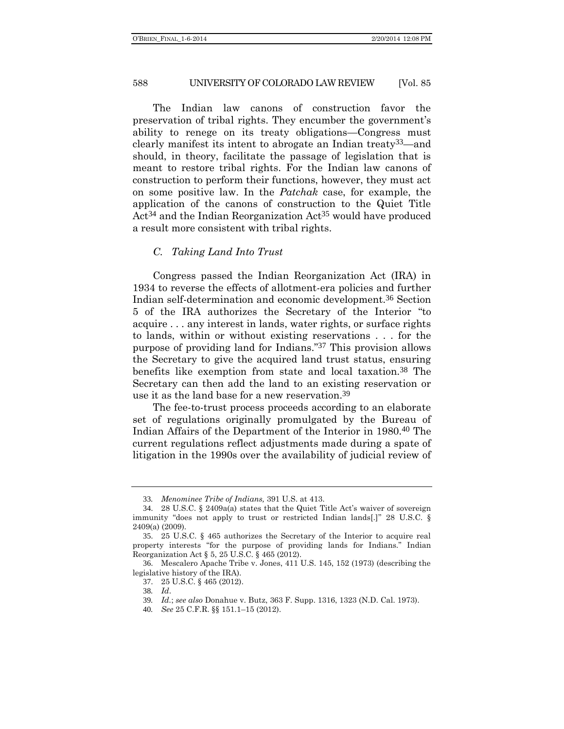The Indian law canons of construction favor the preservation of tribal rights. They encumber the government's ability to renege on its treaty obligations—Congress must clearly manifest its intent to abrogate an Indian treaty[33]—and should, in theory, facilitate the passage of legislation that is meant to restore tribal rights. For the Indian law canons of construction to perform their functions, however, they must act on some positive law. In the *Patchak* case, for example, the application of the canons of construction to the Quiet Title Act[34] and the Indian Reorganization Act[35] would have produced a result more consistent with tribal rights.

### *C. Taking Land Into Trust*

Congress passed the Indian Reorganization Act (IRA) in 1934 to reverse the effects of allotment-era policies and further Indian self-determination and economic development.[36] Section 5 of the IRA authorizes the Secretary of the Interior "to acquire . . . any interest in lands, water rights, or surface rights to lands, within or without existing reservations . . . for the purpose of providing land for Indians."[37] This provision allows the Secretary to give the acquired land trust status, ensuring benefits like exemption from state and local taxation.[38] The Secretary can then add the land to an existing reservation or use it as the land base for a new reservation.[39]

The fee-to-trust process proceeds according to an elaborate set of regulations originally promulgated by the Bureau of Indian Affairs of the Department of the Interior in 1980.[40] The current regulations reflect adjustments made during a spate of litigation in the 1990s over the availability of judicial review of

---

33. *Menominee Tribe of Indians,* 391 U.S. at 413.

34. 28 U.S.C. § 2409a(a) states that the Quiet Title Act's waiver of sovereign immunity "does not apply to trust or restricted Indian lands[.]" 28 U.S.C. § 2409(a) (2009).

35. 25 U.S.C. § 465 authorizes the Secretary of the Interior to acquire real property interests "for the purpose of providing lands for Indians." Indian Reorganization Act § 5, 25 U.S.C. § 465 (2012).

36. Mescalero Apache Tribe v. Jones, 411 U.S. 145, 152 (1973) (describing the legislative history of the IRA).

37. 25 U.S.C. § 465 (2012).

38. *Id*.

39. *Id*.; *see also* Donahue v. Butz, 363 F. Supp. 1316, 1323 (N.D. Cal. 1973).

40. *See* 25 C.F.R. §§ 151.1–15 (2012).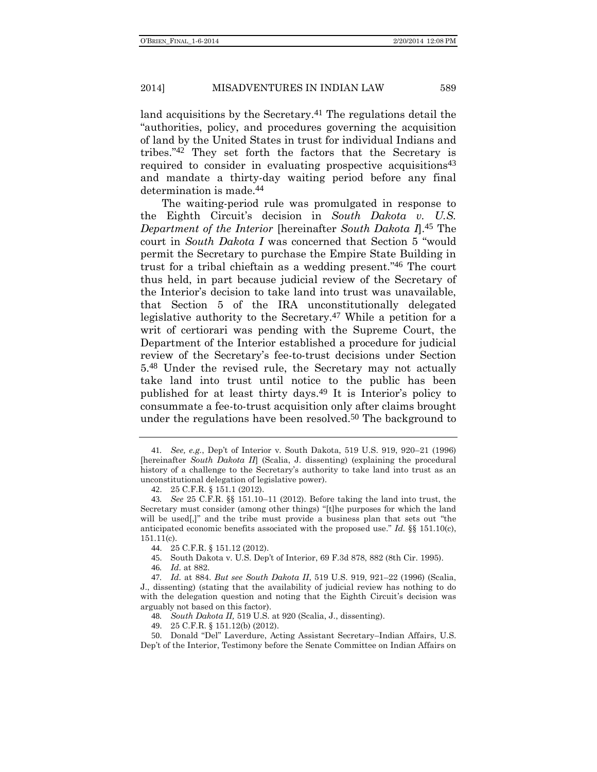land acquisitions by the Secretary.[41] The regulations detail the "authorities, policy, and procedures governing the acquisition of land by the United States in trust for individual Indians and tribes."[42] They set forth the factors that the Secretary is required to consider in evaluating prospective acquisitions[43] and mandate a thirty-day waiting period before any final determination is made.[44]

The waiting-period rule was promulgated in response to the Eighth Circuit's decision in *South Dakota v. U.S. Department of the Interior* [hereinafter *South Dakota I*].[45] The court in *South Dakota I* was concerned that Section 5 "would permit the Secretary to purchase the Empire State Building in trust for a tribal chieftain as a wedding present."[46] The court thus held, in part because judicial review of the Secretary of the Interior's decision to take land into trust was unavailable, that Section 5 of the IRA unconstitutionally delegated legislative authority to the Secretary.[47] While a petition for a writ of certiorari was pending with the Supreme Court, the Department of the Interior established a procedure for judicial review of the Secretary's fee-to-trust decisions under Section 5.[48] Under the revised rule, the Secretary may not actually take land into trust until notice to the public has been published for at least thirty days.[49] It is Interior's policy to consummate a fee-to-trust acquisition only after claims brought under the regulations have been resolved.[50] The background to

---

41. *See, e.g.*, Dep't of Interior v. South Dakota, 519 U.S. 919, 920–21 (1996) [hereinafter *South Dakota II*] (Scalia, J. dissenting) (explaining the procedural history of a challenge to the Secretary's authority to take land into trust as an unconstitutional delegation of legislative power).

42. 25 C.F.R. § 151.1 (2012).

43. *See* 25 C.F.R. §§ 151.10–11 (2012). Before taking the land into trust, the Secretary must consider (among other things) "[t]he purposes for which the land will be used[,]" and the tribe must provide a business plan that sets out "the anticipated economic benefits associated with the proposed use." *Id.* §§ 151.10(c), 151.11(c).

44. 25 C.F.R. § 151.12 (2012).

45. South Dakota v. U.S. Dep't of Interior, 69 F.3d 878, 882 (8th Cir. 1995).

46. *Id.* at 882.

47. *Id.* at 884. *But see South Dakota II*, 519 U.S. 919, 921–22 (1996) (Scalia, J., dissenting) (stating that the availability of judicial review has nothing to do with the delegation question and noting that the Eighth Circuit's decision was arguably not based on this factor).

48. *South Dakota II,* 519 U.S. at 920 (Scalia, J., dissenting).

49. 25 C.F.R. § 151.12(b) (2012).

50. Donald "Del" Laverdure, Acting Assistant Secretary–Indian Affairs, U.S. Dep't of the Interior, Testimony before the Senate Committee on Indian Affairs on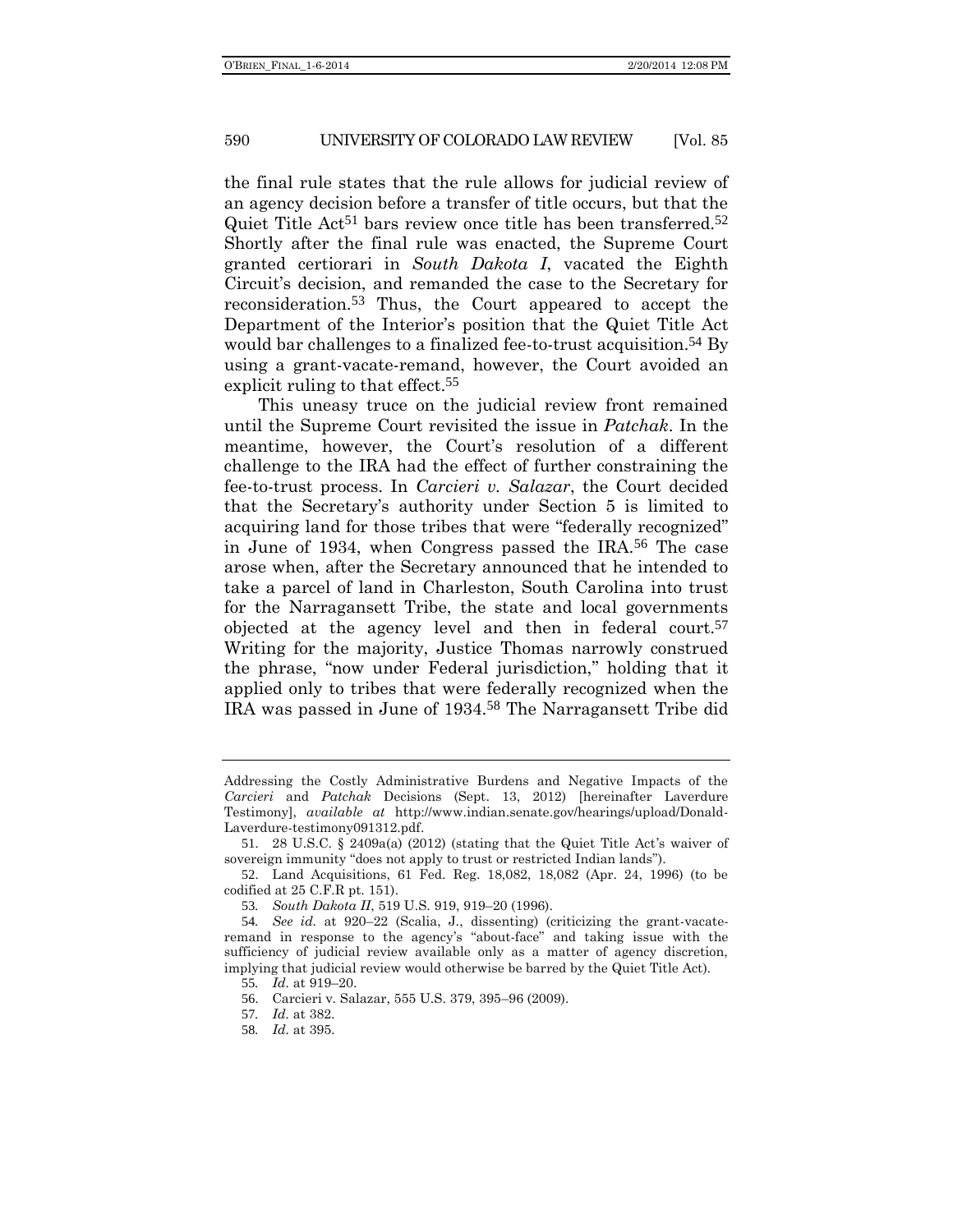the final rule states that the rule allows for judicial review of an agency decision before a transfer of title occurs, but that the Quiet Title Act[51] bars review once title has been transferred.[52] Shortly after the final rule was enacted, the Supreme Court granted certiorari in *South Dakota I*, vacated the Eighth Circuit's decision, and remanded the case to the Secretary for reconsideration.[53] Thus, the Court appeared to accept the Department of the Interior's position that the Quiet Title Act would bar challenges to a finalized fee-to-trust acquisition.[54] By using a grant-vacate-remand, however, the Court avoided an explicit ruling to that effect.[55]

This uneasy truce on the judicial review front remained until the Supreme Court revisited the issue in *Patchak*. In the meantime, however, the Court's resolution of a different challenge to the IRA had the effect of further constraining the fee-to-trust process. In *Carcieri v. Salazar*, the Court decided that the Secretary's authority under Section 5 is limited to acquiring land for those tribes that were "federally recognized" in June of 1934, when Congress passed the IRA.[56] The case arose when, after the Secretary announced that he intended to take a parcel of land in Charleston, South Carolina into trust for the Narragansett Tribe, the state and local governments objected at the agency level and then in federal court.[57] Writing for the majority, Justice Thomas narrowly construed the phrase, "now under Federal jurisdiction," holding that it applied only to tribes that were federally recognized when the IRA was passed in June of 1934.[58] The Narragansett Tribe did

---

Addressing the Costly Administrative Burdens and Negative Impacts of the *Carcieri* and *Patchak* Decisions (Sept. 13, 2012) [hereinafter Laverdure Testimony], *available at* http://www.indian.senate.gov/hearings/upload/Donald-Laverdure-testimony091312.pdf.

51. 28 U.S.C. § 2409a(a) (2012) (stating that the Quiet Title Act's waiver of sovereign immunity "does not apply to trust or restricted Indian lands").

52. Land Acquisitions, 61 Fed. Reg. 18,082, 18,082 (Apr. 24, 1996) (to be codified at 25 C.F.R pt. 151).

53. *South Dakota II*, 519 U.S. 919, 919–20 (1996).

54. *See id.* at 920–22 (Scalia, J., dissenting) (criticizing the grant-vacate-remand in response to the agency's "about-face" and taking issue with the sufficiency of judicial review available only as a matter of agency discretion, implying that judicial review would otherwise be barred by the Quiet Title Act).

55. *Id.* at 919–20.

56. Carcieri v. Salazar, 555 U.S. 379, 395–96 (2009).

57. *Id.* at 382.

58. *Id.* at 395.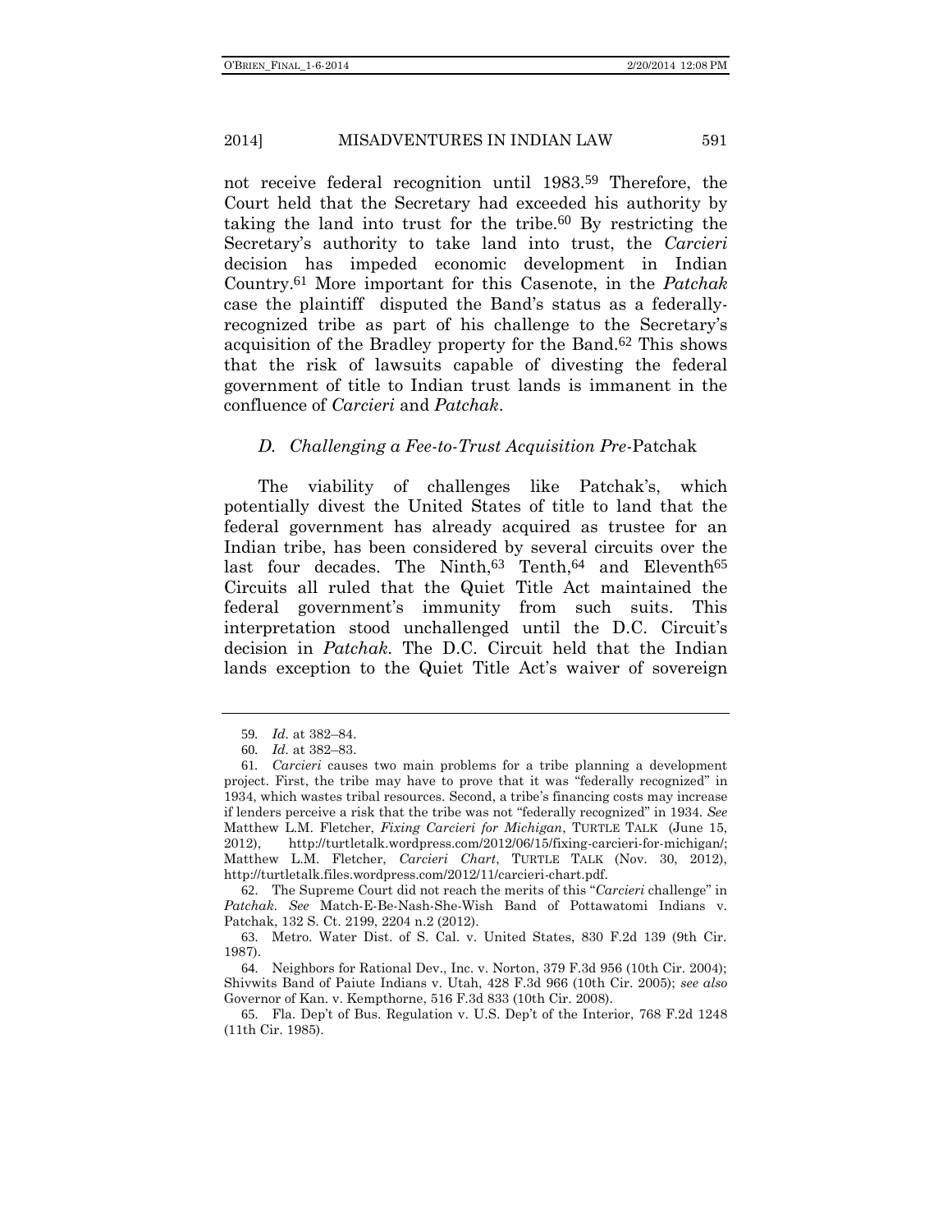not receive federal recognition until 1983.[59] Therefore, the Court held that the Secretary had exceeded his authority by taking the land into trust for the tribe.[60] By restricting the Secretary's authority to take land into trust, the *Carcieri* decision has impeded economic development in Indian Country.[61] More important for this Casenote, in the *Patchak* case the plaintiff disputed the Band's status as a federally-recognized tribe as part of his challenge to the Secretary's acquisition of the Bradley property for the Band.[62] This shows that the risk of lawsuits capable of divesting the federal government of title to Indian trust lands is immanent in the confluence of *Carcieri* and *Patchak*.

### *D. Challenging a Fee-to-Trust Acquisition Pre-*Patchak

The viability of challenges like Patchak's, which potentially divest the United States of title to land that the federal government has already acquired as trustee for an Indian tribe, has been considered by several circuits over the last four decades. The Ninth,[63] Tenth,[64] and Eleventh[65] Circuits all ruled that the Quiet Title Act maintained the federal government's immunity from such suits. This interpretation stood unchallenged until the D.C. Circuit's decision in *Patchak*. The D.C. Circuit held that the Indian lands exception to the Quiet Title Act's waiver of sovereign

---

59. *Id.* at 382–84.

60. *Id.* at 382–83.

61. *Carcieri* causes two main problems for a tribe planning a development project. First, the tribe may have to prove that it was "federally recognized" in 1934, which wastes tribal resources. Second, a tribe's financing costs may increase if lenders perceive a risk that the tribe was not "federally recognized" in 1934. *See* Matthew L.M. Fletcher, *Fixing Carcieri for Michigan*, TURTLE TALK (June 15, 2012), http://turtletalk.wordpress.com/2012/06/15/fixing-carcieri-for-michigan/; Matthew L.M. Fletcher, *Carcieri Chart*, TURTLE TALK (Nov. 30, 2012), http://turtletalk.files.wordpress.com/2012/11/carcieri-chart.pdf.

62. The Supreme Court did not reach the merits of this "*Carcieri* challenge" in *Patchak*. *See* Match-E-Be-Nash-She-Wish Band of Pottawatomi Indians v. Patchak, 132 S. Ct. 2199, 2204 n.2 (2012).

63. Metro. Water Dist. of S. Cal. v. United States, 830 F.2d 139 (9th Cir. 1987).

64. Neighbors for Rational Dev., Inc. v. Norton, 379 F.3d 956 (10th Cir. 2004); Shivwits Band of Paiute Indians v. Utah, 428 F.3d 966 (10th Cir. 2005); *see also* Governor of Kan. v. Kempthorne, 516 F.3d 833 (10th Cir. 2008).

65. Fla. Dep't of Bus. Regulation v. U.S. Dep't of the Interior, 768 F.2d 1248 (11th Cir. 1985).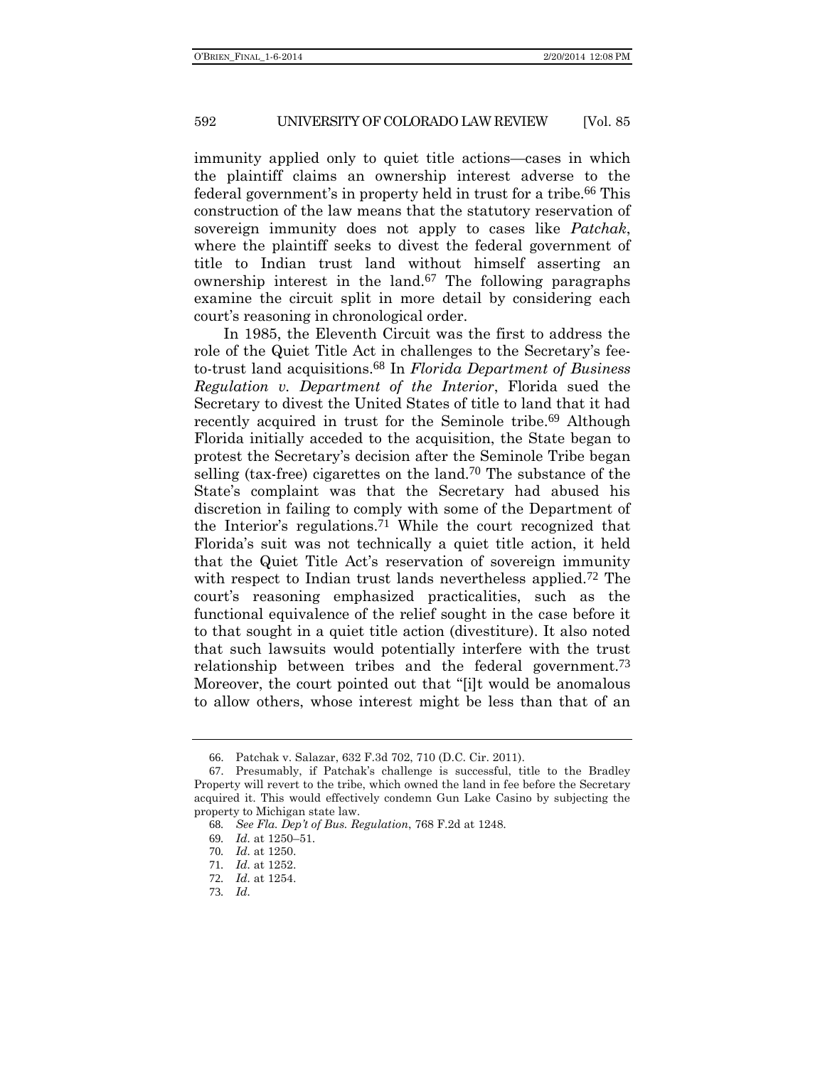immunity applied only to quiet title actions—cases in which the plaintiff claims an ownership interest adverse to the federal government's in property held in trust for a tribe.[66] This construction of the law means that the statutory reservation of sovereign immunity does not apply to cases like *Patchak*, where the plaintiff seeks to divest the federal government of title to Indian trust land without himself asserting an ownership interest in the land.[67] The following paragraphs examine the circuit split in more detail by considering each court's reasoning in chronological order.

In 1985, the Eleventh Circuit was the first to address the role of the Quiet Title Act in challenges to the Secretary's fee-to-trust land acquisitions.[68] In *Florida Department of Business Regulation v. Department of the Interior*, Florida sued the Secretary to divest the United States of title to land that it had recently acquired in trust for the Seminole tribe.[69] Although Florida initially acceded to the acquisition, the State began to protest the Secretary's decision after the Seminole Tribe began selling (tax-free) cigarettes on the land.[70] The substance of the State's complaint was that the Secretary had abused his discretion in failing to comply with some of the Department of the Interior's regulations.[71] While the court recognized that Florida's suit was not technically a quiet title action, it held that the Quiet Title Act's reservation of sovereign immunity with respect to Indian trust lands nevertheless applied.[72] The court's reasoning emphasized practicalities, such as the functional equivalence of the relief sought in the case before it to that sought in a quiet title action (divestiture). It also noted that such lawsuits would potentially interfere with the trust relationship between tribes and the federal government.[73] Moreover, the court pointed out that "[i]t would be anomalous to allow others, whose interest might be less than that of an

---

66. Patchak v. Salazar, 632 F.3d 702, 710 (D.C. Cir. 2011).

67. Presumably, if Patchak's challenge is successful, title to the Bradley Property will revert to the tribe, which owned the land in fee before the Secretary acquired it. This would effectively condemn Gun Lake Casino by subjecting the property to Michigan state law.

68. *See Fla. Dep't of Bus. Regulation*, 768 F.2d at 1248.

69. *Id.* at 1250–51.

70. *Id.* at 1250.

71. *Id.* at 1252.

72. *Id.* at 1254.

73. *Id.*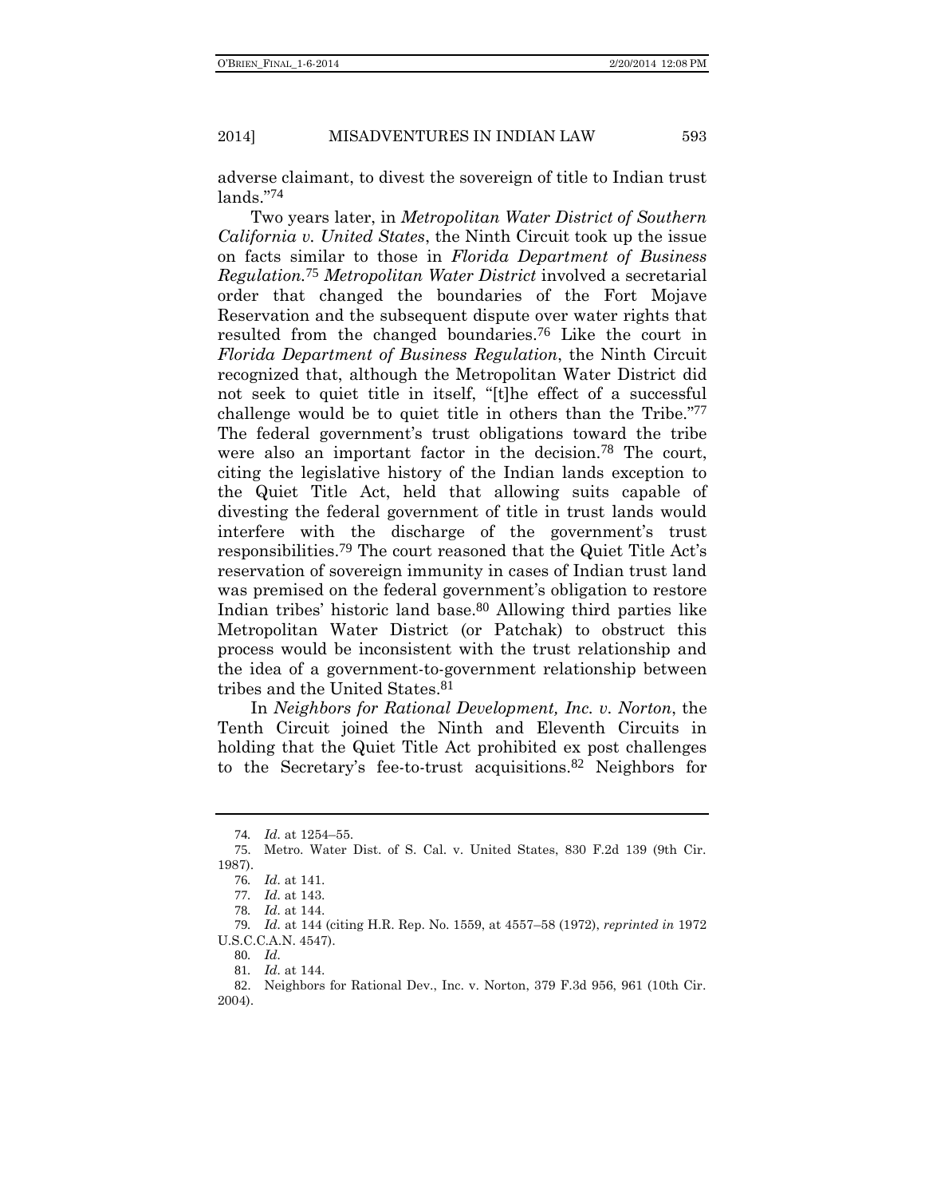adverse claimant, to divest the sovereign of title to Indian trust lands."[74]

Two years later, in *Metropolitan Water District of Southern California v. United States*, the Ninth Circuit took up the issue on facts similar to those in *Florida Department of Business Regulation*.[75] *Metropolitan Water District* involved a secretarial order that changed the boundaries of the Fort Mojave Reservation and the subsequent dispute over water rights that resulted from the changed boundaries.[76] Like the court in *Florida Department of Business Regulation*, the Ninth Circuit recognized that, although the Metropolitan Water District did not seek to quiet title in itself, "[t]he effect of a successful challenge would be to quiet title in others than the Tribe."[77] The federal government's trust obligations toward the tribe were also an important factor in the decision.[78] The court, citing the legislative history of the Indian lands exception to the Quiet Title Act, held that allowing suits capable of divesting the federal government of title in trust lands would interfere with the discharge of the government's trust responsibilities.[79] The court reasoned that the Quiet Title Act's reservation of sovereign immunity in cases of Indian trust land was premised on the federal government's obligation to restore Indian tribes' historic land base.[80] Allowing third parties like Metropolitan Water District (or Patchak) to obstruct this process would be inconsistent with the trust relationship and the idea of a government-to-government relationship between tribes and the United States.[81]

In *Neighbors for Rational Development, Inc. v. Norton*, the Tenth Circuit joined the Ninth and Eleventh Circuits in holding that the Quiet Title Act prohibited ex post challenges to the Secretary's fee-to-trust acquisitions.[82] Neighbors for

---

74. *Id*. at 1254–55.

75. Metro. Water Dist. of S. Cal. v. United States, 830 F.2d 139 (9th Cir. 1987).

76. *Id*. at 141.

77. *Id*. at 143.

78. *Id*. at 144.

79. *Id*. at 144 (citing H.R. Rep. No. 1559, at 4557–58 (1972), *reprinted in* 1972 U.S.C.C.A.N. 4547).

80. *Id*.

81. *Id*. at 144.

82. Neighbors for Rational Dev., Inc. v. Norton, 379 F.3d 956, 961 (10th Cir. 2004).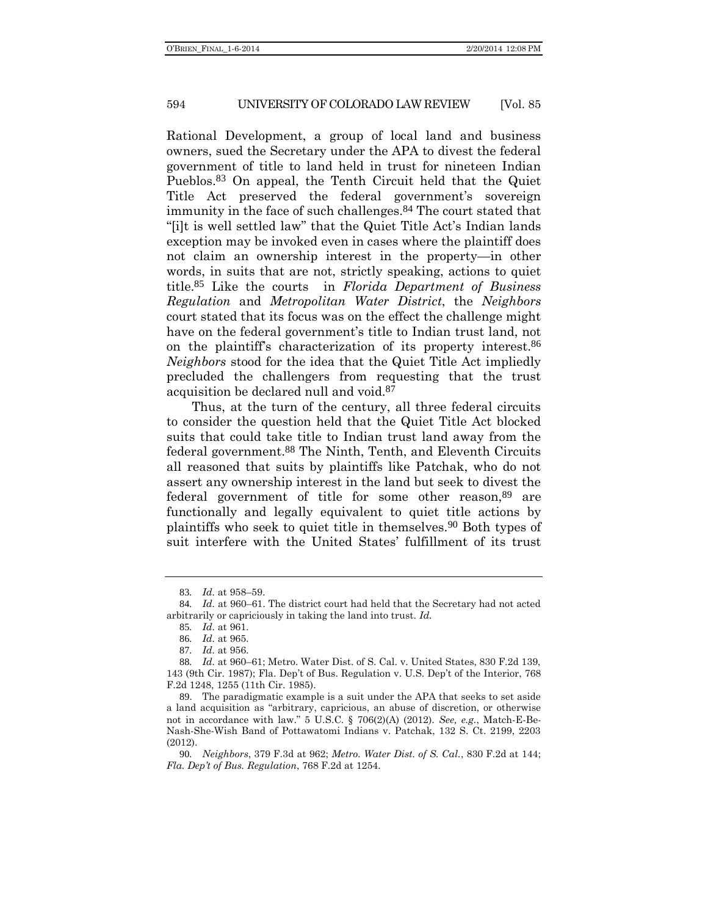Rational Development, a group of local land and business owners, sued the Secretary under the APA to divest the federal government of title to land held in trust for nineteen Indian Pueblos.[83] On appeal, the Tenth Circuit held that the Quiet Title Act preserved the federal government's sovereign immunity in the face of such challenges.[84] The court stated that "[i]t is well settled law" that the Quiet Title Act's Indian lands exception may be invoked even in cases where the plaintiff does not claim an ownership interest in the property—in other words, in suits that are not, strictly speaking, actions to quiet title.[85] Like the courts in *Florida Department of Business Regulation* and *Metropolitan Water District*, the *Neighbors* court stated that its focus was on the effect the challenge might have on the federal government's title to Indian trust land, not on the plaintiff's characterization of its property interest.[86] *Neighbors* stood for the idea that the Quiet Title Act impliedly precluded the challengers from requesting that the trust acquisition be declared null and void.[87]

Thus, at the turn of the century, all three federal circuits to consider the question held that the Quiet Title Act blocked suits that could take title to Indian trust land away from the federal government.[88] The Ninth, Tenth, and Eleventh Circuits all reasoned that suits by plaintiffs like Patchak, who do not assert any ownership interest in the land but seek to divest the federal government of title for some other reason,[89] are functionally and legally equivalent to quiet title actions by plaintiffs who seek to quiet title in themselves.[90] Both types of suit interfere with the United States' fulfillment of its trust

---

83. *Id.* at 958–59.

84. *Id.* at 960–61. The district court had held that the Secretary had not acted arbitrarily or capriciously in taking the land into trust. *Id.*

85. *Id.* at 961.

86. *Id.* at 965.

87. *Id.* at 956.

88. *Id.* at 960–61; Metro. Water Dist. of S. Cal. v. United States, 830 F.2d 139, 143 (9th Cir. 1987); Fla. Dep't of Bus. Regulation v. U.S. Dep't of the Interior, 768 F.2d 1248, 1255 (11th Cir. 1985).

89. The paradigmatic example is a suit under the APA that seeks to set aside a land acquisition as "arbitrary, capricious, an abuse of discretion, or otherwise not in accordance with law." 5 U.S.C. § 706(2)(A) (2012). *See, e.g.*, Match-E-Be-Nash-She-Wish Band of Pottawatomi Indians v. Patchak, 132 S. Ct. 2199, 2203 (2012).

90. *Neighbors*, 379 F.3d at 962; *Metro. Water Dist. of S. Cal.*, 830 F.2d at 144; *Fla. Dep't of Bus. Regulation*, 768 F.2d at 1254.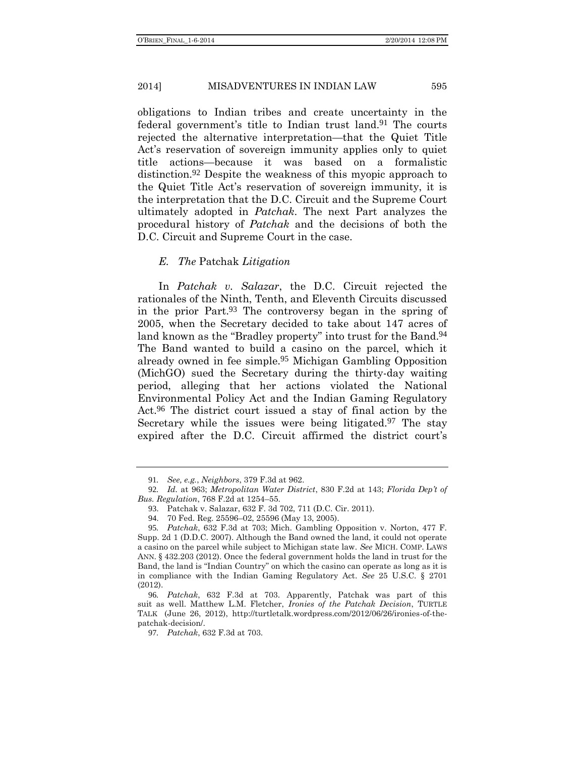obligations to Indian tribes and create uncertainty in the federal government's title to Indian trust land.[91] The courts rejected the alternative interpretation—that the Quiet Title Act's reservation of sovereign immunity applies only to quiet title actions—because it was based on a formalistic distinction.[92] Despite the weakness of this myopic approach to the Quiet Title Act's reservation of sovereign immunity, it is the interpretation that the D.C. Circuit and the Supreme Court ultimately adopted in *Patchak*. The next Part analyzes the procedural history of *Patchak* and the decisions of both the D.C. Circuit and Supreme Court in the case.

### *E. The* Patchak *Litigation*

In *Patchak v. Salazar*, the D.C. Circuit rejected the rationales of the Ninth, Tenth, and Eleventh Circuits discussed in the prior Part.[93] The controversy began in the spring of 2005, when the Secretary decided to take about 147 acres of land known as the "Bradley property" into trust for the Band.[94] The Band wanted to build a casino on the parcel, which it already owned in fee simple.[95] Michigan Gambling Opposition (MichGO) sued the Secretary during the thirty-day waiting period, alleging that her actions violated the National Environmental Policy Act and the Indian Gaming Regulatory Act.[96] The district court issued a stay of final action by the Secretary while the issues were being litigated.[97] The stay expired after the D.C. Circuit affirmed the district court's

---

91. *See, e.g.*, *Neighbors*, 379 F.3d at 962.

92. *Id.* at 963; *Metropolitan Water District*, 830 F.2d at 143; *Florida Dep't of Bus. Regulation*, 768 F.2d at 1254–55.

93. Patchak v. Salazar, 632 F. 3d 702, 711 (D.C. Cir. 2011).

94. 70 Fed. Reg. 25596–02, 25596 (May 13, 2005).

95. *Patchak*, 632 F.3d at 703; Mich. Gambling Opposition v. Norton, 477 F. Supp. 2d 1 (D.D.C. 2007). Although the Band owned the land, it could not operate a casino on the parcel while subject to Michigan state law. *See* MICH. COMP. LAWS ANN. § 432.203 (2012). Once the federal government holds the land in trust for the Band, the land is "Indian Country" on which the casino can operate as long as it is in compliance with the Indian Gaming Regulatory Act. *See* 25 U.S.C. § 2701 (2012).

96. *Patchak*, 632 F.3d at 703. Apparently, Patchak was part of this suit as well. Matthew L.M. Fletcher, *Ironies of the Patchak Decision*, TURTLE TALK (June 26, 2012), http://turtletalk.wordpress.com/2012/06/26/ironies-of-the-patchak-decision/.

97. *Patchak*, 632 F.3d at 703.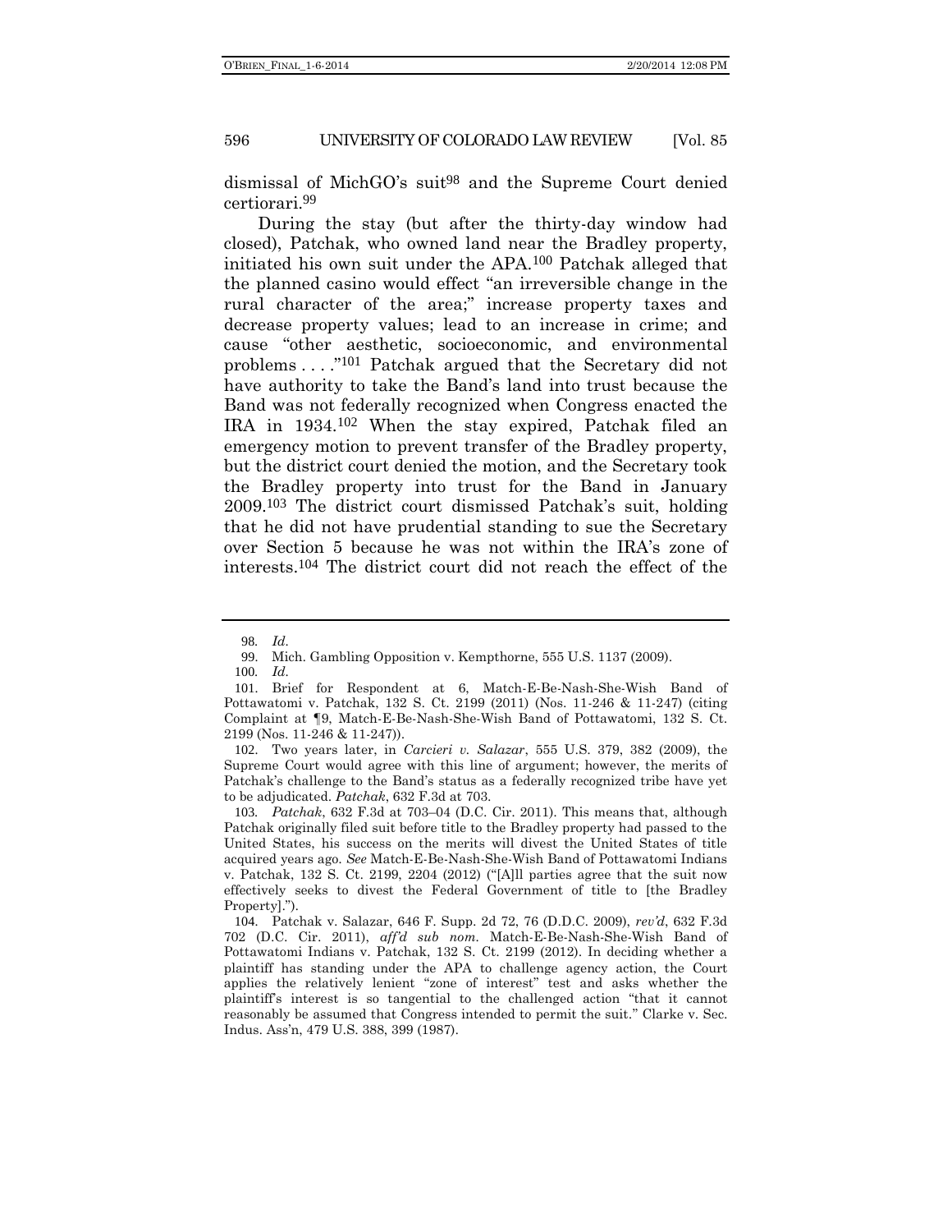dismissal of MichGO's suit[98] and the Supreme Court denied certiorari.[99]

During the stay (but after the thirty-day window had closed), Patchak, who owned land near the Bradley property, initiated his own suit under the APA.[100] Patchak alleged that the planned casino would effect "an irreversible change in the rural character of the area;" increase property taxes and decrease property values; lead to an increase in crime; and cause "other aesthetic, socioeconomic, and environmental problems . . . ."[101] Patchak argued that the Secretary did not have authority to take the Band's land into trust because the Band was not federally recognized when Congress enacted the IRA in 1934.[102] When the stay expired, Patchak filed an emergency motion to prevent transfer of the Bradley property, but the district court denied the motion, and the Secretary took the Bradley property into trust for the Band in January 2009.[103] The district court dismissed Patchak's suit, holding that he did not have prudential standing to sue the Secretary over Section 5 because he was not within the IRA's zone of interests.[104] The district court did not reach the effect of the

---

98. *Id*.

99. Mich. Gambling Opposition v. Kempthorne, 555 U.S. 1137 (2009).

100. *Id*.

101. Brief for Respondent at 6, Match-E-Be-Nash-She-Wish Band of Pottawatomi v. Patchak, 132 S. Ct. 2199 (2011) (Nos. 11-246 & 11-247) (citing Complaint at ¶9, Match-E-Be-Nash-She-Wish Band of Pottawatomi, 132 S. Ct. 2199 (Nos. 11-246 & 11-247)).

102. Two years later, in *Carcieri v. Salazar*, 555 U.S. 379, 382 (2009), the Supreme Court would agree with this line of argument; however, the merits of Patchak's challenge to the Band's status as a federally recognized tribe have yet to be adjudicated. *Patchak*, 632 F.3d at 703.

103. *Patchak*, 632 F.3d at 703–04 (D.C. Cir. 2011). This means that, although Patchak originally filed suit before title to the Bradley property had passed to the United States, his success on the merits will divest the United States of title acquired years ago. *See* Match-E-Be-Nash-She-Wish Band of Pottawatomi Indians v. Patchak, 132 S. Ct. 2199, 2204 (2012) ("[A]ll parties agree that the suit now effectively seeks to divest the Federal Government of title to [the Bradley Property].").

104. Patchak v. Salazar, 646 F. Supp. 2d 72, 76 (D.D.C. 2009), *rev'd*, 632 F.3d 702 (D.C. Cir. 2011), *aff'd sub nom.* Match-E-Be-Nash-She-Wish Band of Pottawatomi Indians v. Patchak, 132 S. Ct. 2199 (2012). In deciding whether a plaintiff has standing under the APA to challenge agency action, the Court applies the relatively lenient "zone of interest" test and asks whether the plaintiff's interest is so tangential to the challenged action "that it cannot reasonably be assumed that Congress intended to permit the suit." Clarke v. Sec. Indus. Ass'n, 479 U.S. 388, 399 (1987).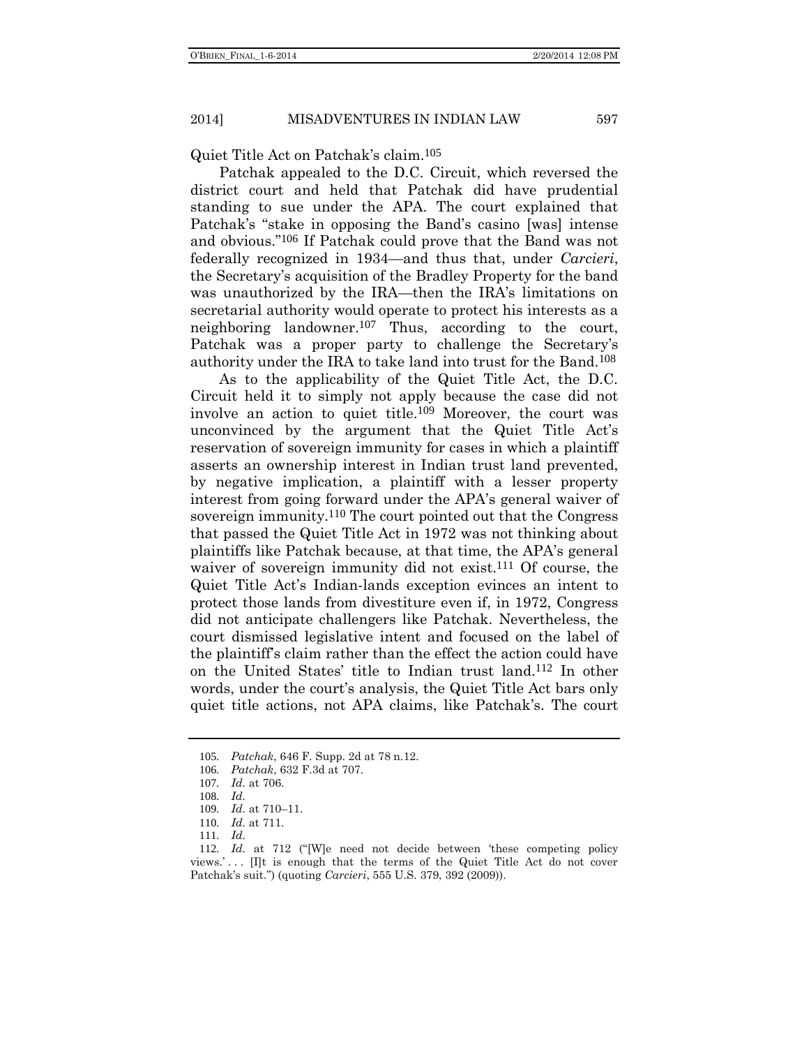Quiet Title Act on Patchak's claim.[105]

Patchak appealed to the D.C. Circuit, which reversed the district court and held that Patchak did have prudential standing to sue under the APA. The court explained that Patchak's "stake in opposing the Band's casino [was] intense and obvious."[106] If Patchak could prove that the Band was not federally recognized in 1934—and thus that, under *Carcieri*, the Secretary's acquisition of the Bradley Property for the band was unauthorized by the IRA—then the IRA's limitations on secretarial authority would operate to protect his interests as a neighboring landowner.[107] Thus, according to the court, Patchak was a proper party to challenge the Secretary's authority under the IRA to take land into trust for the Band.[108]

As to the applicability of the Quiet Title Act, the D.C. Circuit held it to simply not apply because the case did not involve an action to quiet title.[109] Moreover, the court was unconvinced by the argument that the Quiet Title Act's reservation of sovereign immunity for cases in which a plaintiff asserts an ownership interest in Indian trust land prevented, by negative implication, a plaintiff with a lesser property interest from going forward under the APA's general waiver of sovereign immunity.[110] The court pointed out that the Congress that passed the Quiet Title Act in 1972 was not thinking about plaintiffs like Patchak because, at that time, the APA's general waiver of sovereign immunity did not exist.[111] Of course, the Quiet Title Act's Indian-lands exception evinces an intent to protect those lands from divestiture even if, in 1972, Congress did not anticipate challengers like Patchak. Nevertheless, the court dismissed legislative intent and focused on the label of the plaintiff's claim rather than the effect the action could have on the United States' title to Indian trust land.[112] In other words, under the court's analysis, the Quiet Title Act bars only quiet title actions, not APA claims, like Patchak's. The court

---

105. *Patchak*, 646 F. Supp. 2d at 78 n.12.

106. *Patchak*, 632 F.3d at 707.

107. *Id.* at 706.

108. *Id.*

109. *Id.* at 710–11.

110. *Id.* at 711.

111. *Id.*

112. *Id.* at 712 ("[W]e need not decide between 'these competing policy views.' . . . [I]t is enough that the terms of the Quiet Title Act do not cover Patchak's suit.") (quoting *Carcieri*, 555 U.S. 379, 392 (2009)).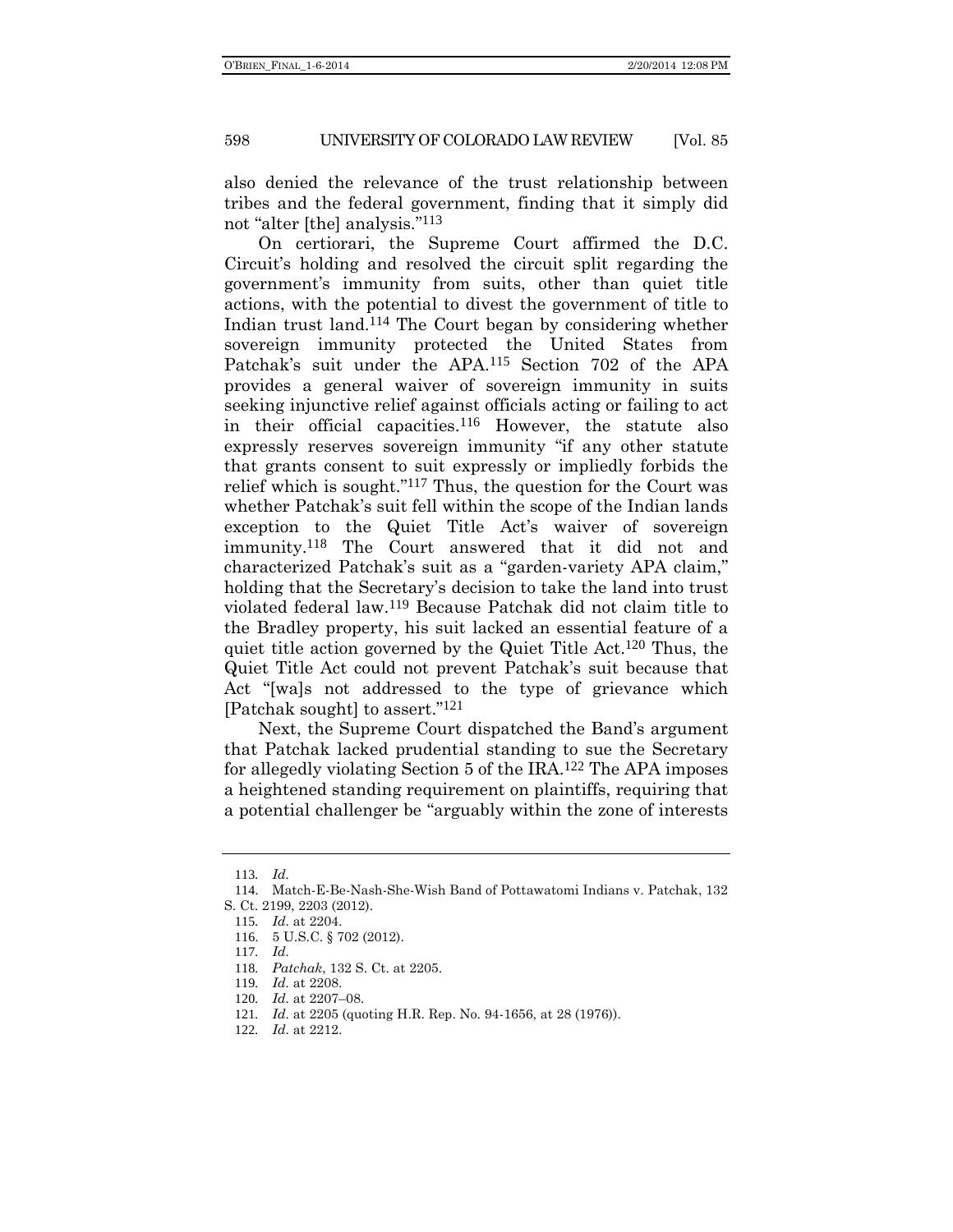also denied the relevance of the trust relationship between tribes and the federal government, finding that it simply did not "alter [the] analysis."[113]

On certiorari, the Supreme Court affirmed the D.C. Circuit's holding and resolved the circuit split regarding the government's immunity from suits, other than quiet title actions, with the potential to divest the government of title to Indian trust land.[114] The Court began by considering whether sovereign immunity protected the United States from Patchak's suit under the APA.[115] Section 702 of the APA provides a general waiver of sovereign immunity in suits seeking injunctive relief against officials acting or failing to act in their official capacities.[116] However, the statute also expressly reserves sovereign immunity "if any other statute that grants consent to suit expressly or impliedly forbids the relief which is sought."[117] Thus, the question for the Court was whether Patchak's suit fell within the scope of the Indian lands exception to the Quiet Title Act's waiver of sovereign immunity.[118] The Court answered that it did not and characterized Patchak's suit as a "garden-variety APA claim," holding that the Secretary's decision to take the land into trust violated federal law.[119] Because Patchak did not claim title to the Bradley property, his suit lacked an essential feature of a quiet title action governed by the Quiet Title Act.[120] Thus, the Quiet Title Act could not prevent Patchak's suit because that Act "[wa]s not addressed to the type of grievance which [Patchak sought] to assert."[121]

Next, the Supreme Court dispatched the Band's argument that Patchak lacked prudential standing to sue the Secretary for allegedly violating Section 5 of the IRA.[122] The APA imposes a heightened standing requirement on plaintiffs, requiring that a potential challenger be "arguably within the zone of interests

---

113. *Id.*

114. Match-E-Be-Nash-She-Wish Band of Pottawatomi Indians v. Patchak, 132 S. Ct. 2199, 2203 (2012).

115. *Id.* at 2204.

116. 5 U.S.C. § 702 (2012).

117. *Id.*

118. *Patchak*, 132 S. Ct. at 2205.

119. *Id.* at 2208.

120. *Id.* at 2207–08.

121. *Id.* at 2205 (quoting H.R. Rep. No. 94-1656, at 28 (1976)).

122. *Id.* at 2212.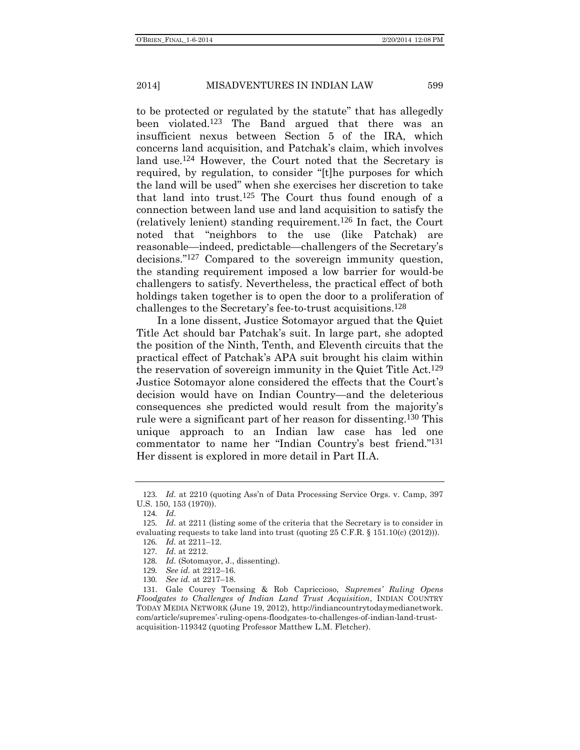to be protected or regulated by the statute" that has allegedly been violated.[123] The Band argued that there was an insufficient nexus between Section 5 of the IRA, which concerns land acquisition, and Patchak's claim, which involves land use.[124] However, the Court noted that the Secretary is required, by regulation, to consider "[t]he purposes for which the land will be used" when she exercises her discretion to take that land into trust.[125] The Court thus found enough of a connection between land use and land acquisition to satisfy the (relatively lenient) standing requirement.[126] In fact, the Court noted that "neighbors to the use (like Patchak) are reasonable—indeed, predictable—challengers of the Secretary's decisions."[127] Compared to the sovereign immunity question, the standing requirement imposed a low barrier for would-be challengers to satisfy. Nevertheless, the practical effect of both holdings taken together is to open the door to a proliferation of challenges to the Secretary's fee-to-trust acquisitions.[128]

In a lone dissent, Justice Sotomayor argued that the Quiet Title Act should bar Patchak's suit. In large part, she adopted the position of the Ninth, Tenth, and Eleventh circuits that the practical effect of Patchak's APA suit brought his claim within the reservation of sovereign immunity in the Quiet Title Act.[129] Justice Sotomayor alone considered the effects that the Court's decision would have on Indian Country—and the deleterious consequences she predicted would result from the majority's rule were a significant part of her reason for dissenting.[130] This unique approach to an Indian law case has led one commentator to name her "Indian Country's best friend."[131] Her dissent is explored in more detail in Part II.A.

---

123. *Id.* at 2210 (quoting Ass'n of Data Processing Service Orgs. v. Camp, 397 U.S. 150, 153 (1970)).

124. *Id.*

125. *Id.* at 2211 (listing some of the criteria that the Secretary is to consider in evaluating requests to take land into trust (quoting 25 C.F.R. § 151.10(c) (2012))).

126. *Id.* at 2211–12.

127. *Id.* at 2212.

128. *Id.* (Sotomayor, J., dissenting).

129. *See id.* at 2212–16.

130. *See id.* at 2217–18.

131. Gale Courey Toensing & Rob Capriccioso, *Supremes' Ruling Opens Floodgates to Challenges of Indian Land Trust Acquisition*, INDIAN COUNTRY TODAY MEDIA NETWORK (June 19, 2012), http://indiancountrytodaymedianetwork.com/article/supremes'-ruling-opens-floodgates-to-challenges-of-indian-land-trust-acquisition-119342 (quoting Professor Matthew L.M. Fletcher).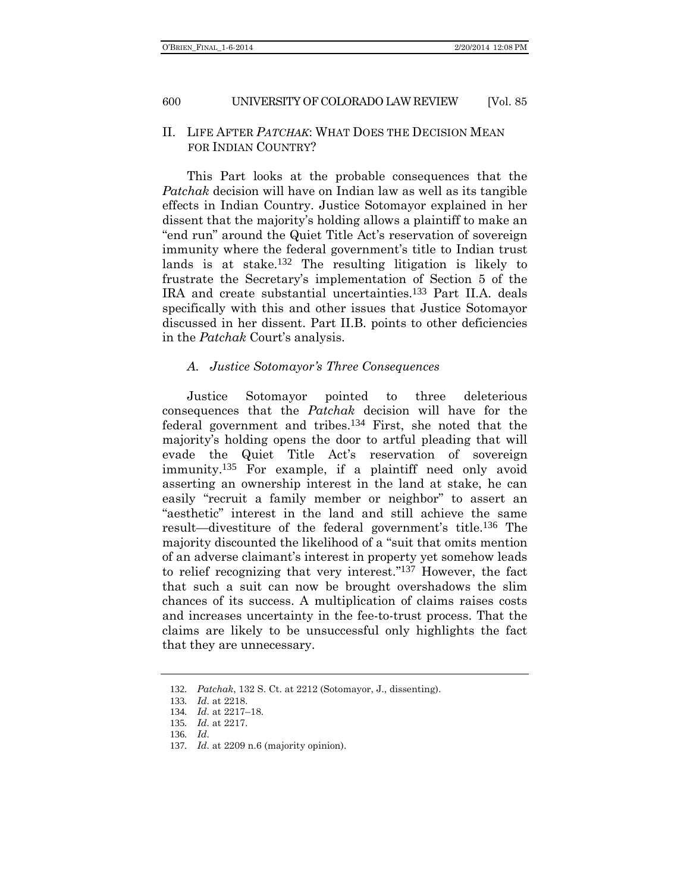## II. LIFE AFTER *PATCHAK*: WHAT DOES THE DECISION MEAN FOR INDIAN COUNTRY?

This Part looks at the probable consequences that the *Patchak* decision will have on Indian law as well as its tangible effects in Indian Country. Justice Sotomayor explained in her dissent that the majority's holding allows a plaintiff to make an "end run" around the Quiet Title Act's reservation of sovereign immunity where the federal government's title to Indian trust lands is at stake.[132] The resulting litigation is likely to frustrate the Secretary's implementation of Section 5 of the IRA and create substantial uncertainties.[133] Part II.A. deals specifically with this and other issues that Justice Sotomayor discussed in her dissent. Part II.B. points to other deficiencies in the *Patchak* Court's analysis.

### *A. Justice Sotomayor's Three Consequences*

Justice Sotomayor pointed to three deleterious consequences that the *Patchak* decision will have for the federal government and tribes.[134] First, she noted that the majority's holding opens the door to artful pleading that will evade the Quiet Title Act's reservation of sovereign immunity.[135] For example, if a plaintiff need only avoid asserting an ownership interest in the land at stake, he can easily "recruit a family member or neighbor" to assert an "aesthetic" interest in the land and still achieve the same result—divestiture of the federal government's title.[136] The majority discounted the likelihood of a "suit that omits mention of an adverse claimant's interest in property yet somehow leads to relief recognizing that very interest."[137] However, the fact that such a suit can now be brought overshadows the slim chances of its success. A multiplication of claims raises costs and increases uncertainty in the fee-to-trust process. That the claims are likely to be unsuccessful only highlights the fact that they are unnecessary.

---

132. *Patchak*, 132 S. Ct. at 2212 (Sotomayor, J., dissenting).

133. *Id.* at 2218.

134. *Id.* at 2217–18.

135. *Id.* at 2217.

136. *Id.*

137. *Id.* at 2209 n.6 (majority opinion).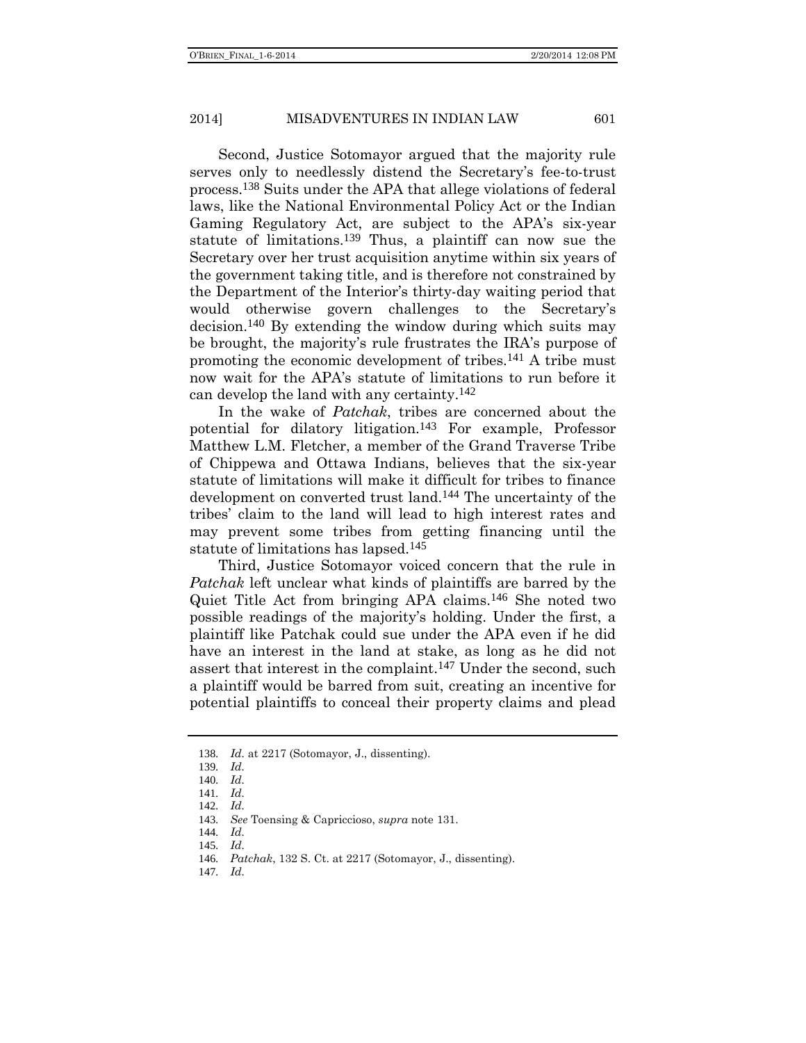Second, Justice Sotomayor argued that the majority rule serves only to needlessly distend the Secretary's fee-to-trust process.[138] Suits under the APA that allege violations of federal laws, like the National Environmental Policy Act or the Indian Gaming Regulatory Act, are subject to the APA's six-year statute of limitations.[139] Thus, a plaintiff can now sue the Secretary over her trust acquisition anytime within six years of the government taking title, and is therefore not constrained by the Department of the Interior's thirty-day waiting period that would otherwise govern challenges to the Secretary's decision.[140] By extending the window during which suits may be brought, the majority's rule frustrates the IRA's purpose of promoting the economic development of tribes.[141] A tribe must now wait for the APA's statute of limitations to run before it can develop the land with any certainty.[142]

In the wake of *Patchak*, tribes are concerned about the potential for dilatory litigation.[143] For example, Professor Matthew L.M. Fletcher, a member of the Grand Traverse Tribe of Chippewa and Ottawa Indians, believes that the six-year statute of limitations will make it difficult for tribes to finance development on converted trust land.[144] The uncertainty of the tribes' claim to the land will lead to high interest rates and may prevent some tribes from getting financing until the statute of limitations has lapsed.[145]

Third, Justice Sotomayor voiced concern that the rule in *Patchak* left unclear what kinds of plaintiffs are barred by the Quiet Title Act from bringing APA claims.[146] She noted two possible readings of the majority's holding. Under the first, a plaintiff like Patchak could sue under the APA even if he did have an interest in the land at stake, as long as he did not assert that interest in the complaint.[147] Under the second, such a plaintiff would be barred from suit, creating an incentive for potential plaintiffs to conceal their property claims and plead

---

138. *Id*. at 2217 (Sotomayor, J., dissenting).
139. *Id*.
140. *Id*.
141. *Id*.
142. *Id*.
143. *See* Toensing & Capriccioso, *supra* note 131.
144. *Id*.
145. *Id*.
146. *Patchak*, 132 S. Ct. at 2217 (Sotomayor, J., dissenting).
147. *Id*.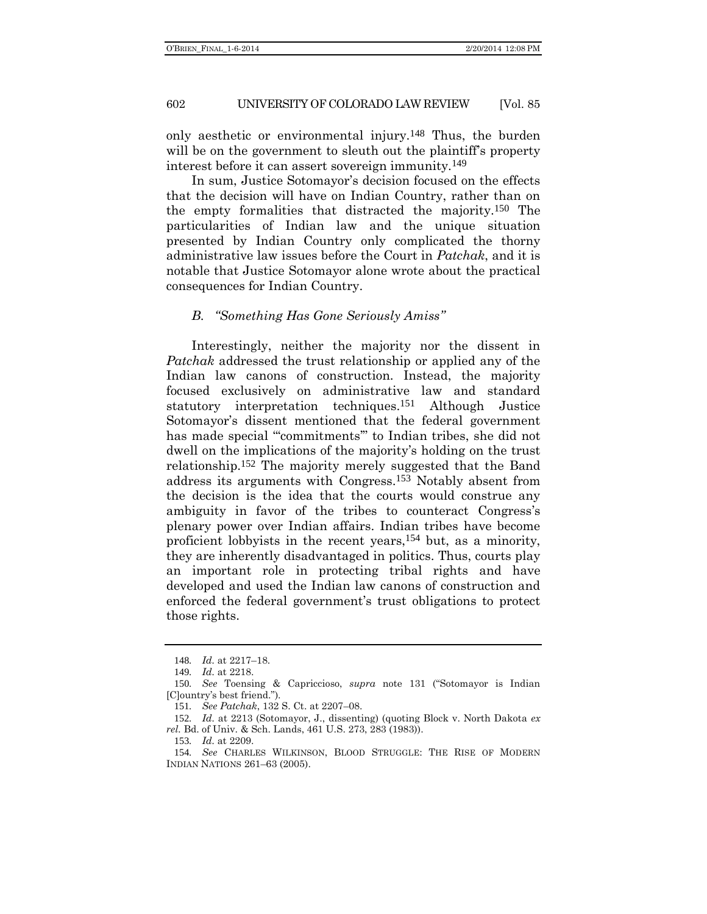only aesthetic or environmental injury.[148] Thus, the burden will be on the government to sleuth out the plaintiff's property interest before it can assert sovereign immunity.[149]

In sum, Justice Sotomayor's decision focused on the effects that the decision will have on Indian Country, rather than on the empty formalities that distracted the majority.[150] The particularities of Indian law and the unique situation presented by Indian Country only complicated the thorny administrative law issues before the Court in *Patchak*, and it is notable that Justice Sotomayor alone wrote about the practical consequences for Indian Country.

### *B. "Something Has Gone Seriously Amiss"*

Interestingly, neither the majority nor the dissent in *Patchak* addressed the trust relationship or applied any of the Indian law canons of construction. Instead, the majority focused exclusively on administrative law and standard statutory interpretation techniques.[151] Although Justice Sotomayor's dissent mentioned that the federal government has made special "'commitments'" to Indian tribes, she did not dwell on the implications of the majority's holding on the trust relationship.[152] The majority merely suggested that the Band address its arguments with Congress.[153] Notably absent from the decision is the idea that the courts would construe any ambiguity in favor of the tribes to counteract Congress's plenary power over Indian affairs. Indian tribes have become proficient lobbyists in the recent years,[154] but, as a minority, they are inherently disadvantaged in politics. Thus, courts play an important role in protecting tribal rights and have developed and used the Indian law canons of construction and enforced the federal government's trust obligations to protect those rights.

---

148. *Id.* at 2217–18.

149. *Id.* at 2218.

150. *See* Toensing & Capriccioso, *supra* note 131 ("Sotomayor is Indian [C]ountry's best friend.").

151. *See Patchak*, 132 S. Ct. at 2207–08.

152. *Id.* at 2213 (Sotomayor, J., dissenting) (quoting Block v. North Dakota *ex rel.* Bd. of Univ. & Sch. Lands, 461 U.S. 273, 283 (1983)).

153. *Id.* at 2209.

154. *See* CHARLES WILKINSON, BLOOD STRUGGLE: THE RISE OF MODERN INDIAN NATIONS 261–63 (2005).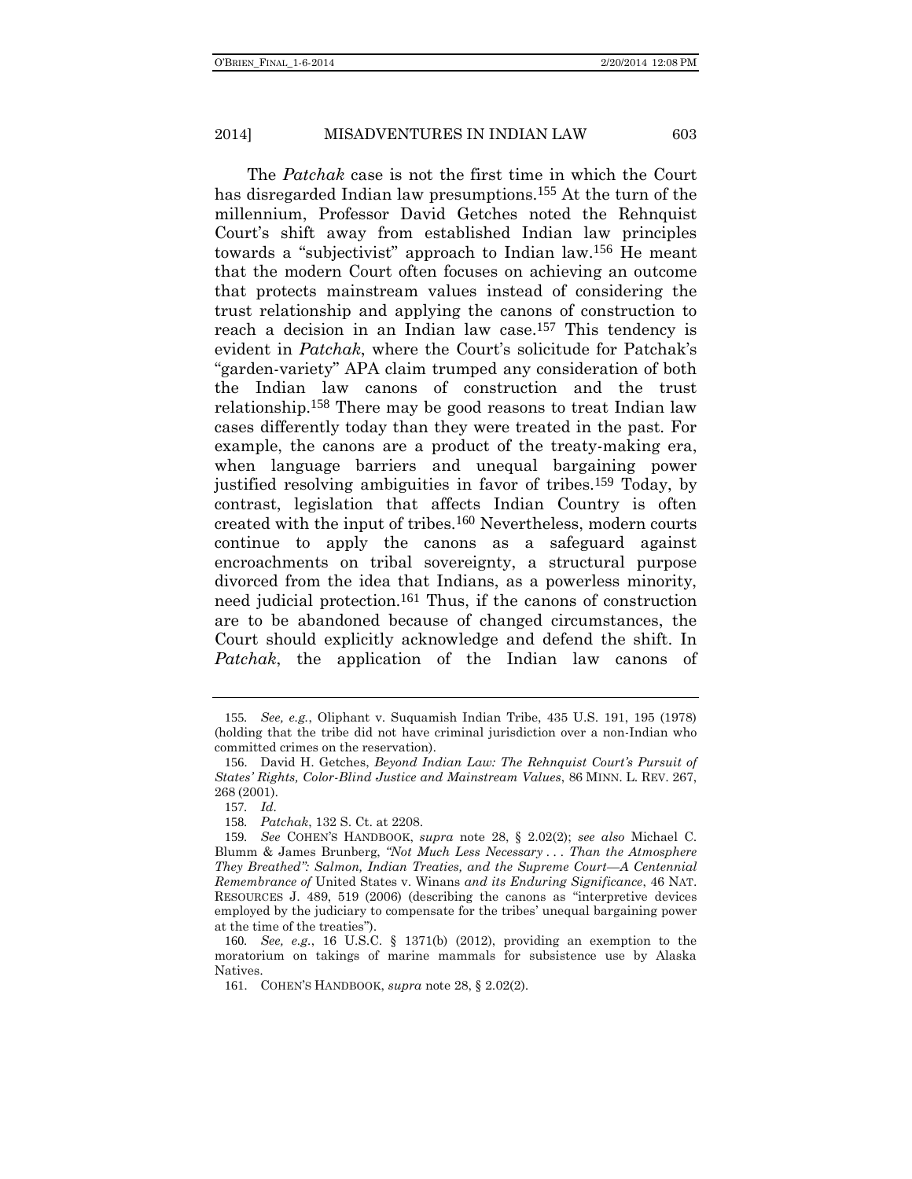The *Patchak* case is not the first time in which the Court has disregarded Indian law presumptions.[155] At the turn of the millennium, Professor David Getches noted the Rehnquist Court's shift away from established Indian law principles towards a "subjectivist" approach to Indian law.[156] He meant that the modern Court often focuses on achieving an outcome that protects mainstream values instead of considering the trust relationship and applying the canons of construction to reach a decision in an Indian law case.[157] This tendency is evident in *Patchak*, where the Court's solicitude for Patchak's "garden-variety" APA claim trumped any consideration of both the Indian law canons of construction and the trust relationship.[158] There may be good reasons to treat Indian law cases differently today than they were treated in the past. For example, the canons are a product of the treaty-making era, when language barriers and unequal bargaining power justified resolving ambiguities in favor of tribes.[159] Today, by contrast, legislation that affects Indian Country is often created with the input of tribes.[160] Nevertheless, modern courts continue to apply the canons as a safeguard against encroachments on tribal sovereignty, a structural purpose divorced from the idea that Indians, as a powerless minority, need judicial protection.[161] Thus, if the canons of construction are to be abandoned because of changed circumstances, the Court should explicitly acknowledge and defend the shift. In *Patchak*, the application of the Indian law canons of

---

155. *See, e.g.*, Oliphant v. Suquamish Indian Tribe, 435 U.S. 191, 195 (1978) (holding that the tribe did not have criminal jurisdiction over a non-Indian who committed crimes on the reservation).

156. David H. Getches, *Beyond Indian Law: The Rehnquist Court's Pursuit of States' Rights, Color-Blind Justice and Mainstream Values*, 86 MINN. L. REV. 267, 268 (2001).

157. *Id.*

158. *Patchak*, 132 S. Ct. at 2208.

159. *See* COHEN'S HANDBOOK, *supra* note 28, § 2.02(2); *see also* Michael C. Blumm & James Brunberg, *"Not Much Less Necessary . . . Than the Atmosphere They Breathed": Salmon, Indian Treaties, and the Supreme Court—A Centennial Remembrance of* United States v. Winans *and its Enduring Significance*, 46 NAT. RESOURCES J. 489, 519 (2006) (describing the canons as "interpretive devices employed by the judiciary to compensate for the tribes' unequal bargaining power at the time of the treaties").

160. *See, e.g.*, 16 U.S.C. § 1371(b) (2012), providing an exemption to the moratorium on takings of marine mammals for subsistence use by Alaska Natives.

161. COHEN'S HANDBOOK, *supra* note 28, § 2.02(2).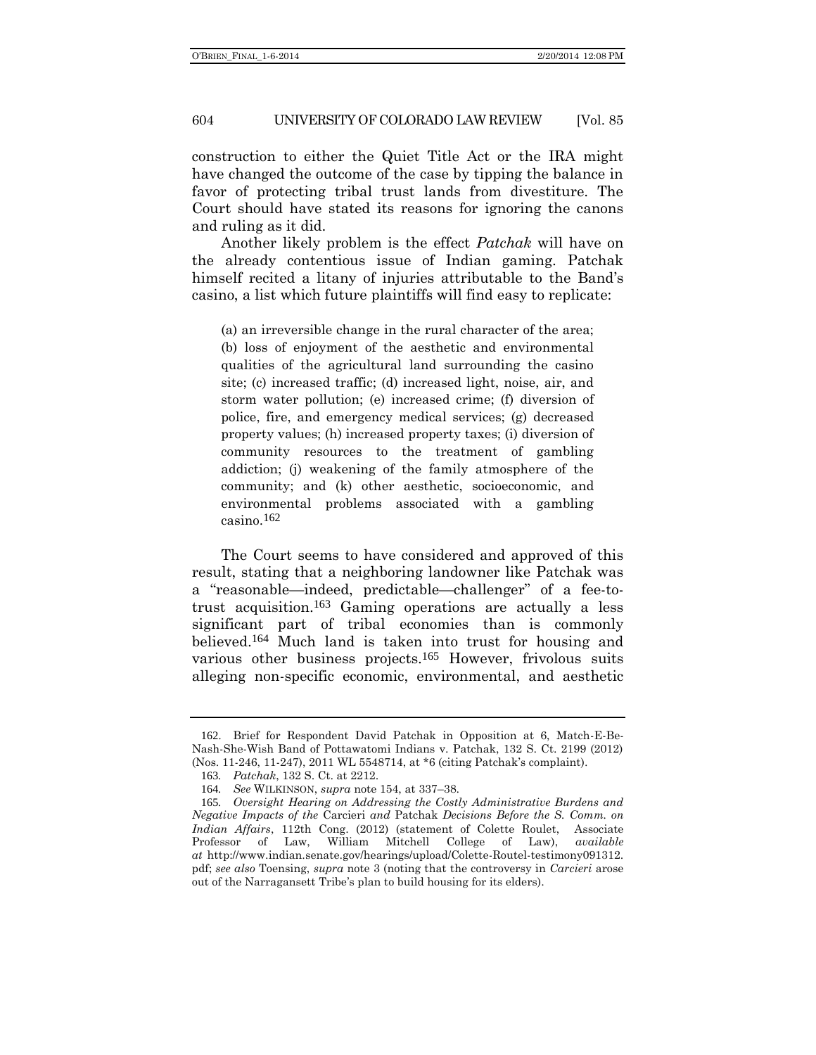construction to either the Quiet Title Act or the IRA might have changed the outcome of the case by tipping the balance in favor of protecting tribal trust lands from divestiture. The Court should have stated its reasons for ignoring the canons and ruling as it did.

Another likely problem is the effect *Patchak* will have on the already contentious issue of Indian gaming. Patchak himself recited a litany of injuries attributable to the Band's casino, a list which future plaintiffs will find easy to replicate:

> (a) an irreversible change in the rural character of the area; (b) loss of enjoyment of the aesthetic and environmental qualities of the agricultural land surrounding the casino site; (c) increased traffic; (d) increased light, noise, air, and storm water pollution; (e) increased crime; (f) diversion of police, fire, and emergency medical services; (g) decreased property values; (h) increased property taxes; (i) diversion of community resources to the treatment of gambling addiction; (j) weakening of the family atmosphere of the community; and (k) other aesthetic, socioeconomic, and environmental problems associated with a gambling casino.[162]

The Court seems to have considered and approved of this result, stating that a neighboring landowner like Patchak was a "reasonable—indeed, predictable—challenger" of a fee-to-trust acquisition.[163] Gaming operations are actually a less significant part of tribal economies than is commonly believed.[164] Much land is taken into trust for housing and various other business projects.[165] However, frivolous suits alleging non-specific economic, environmental, and aesthetic

---

162. Brief for Respondent David Patchak in Opposition at 6, Match-E-Be-Nash-She-Wish Band of Pottawatomi Indians v. Patchak, 132 S. Ct. 2199 (2012) (Nos. 11-246, 11-247), 2011 WL 5548714, at *6 (citing Patchak's complaint).

163. *Patchak*, 132 S. Ct. at 2212.

164. *See* WILKINSON, *supra* note 154, at 337–38.

165. *Oversight Hearing on Addressing the Costly Administrative Burdens and Negative Impacts of the* Carcieri *and* Patchak *Decisions Before the S. Comm. on Indian Affairs*, 112th Cong. (2012) (statement of Colette Roulet, Associate Professor of Law, William Mitchell College of Law), *available at* http://www.indian.senate.gov/hearings/upload/Colette-Routel-testimony091312.pdf; *see also* Toensing, *supra* note 3 (noting that the controversy in *Carcieri* arose out of the Narragansett Tribe's plan to build housing for its elders).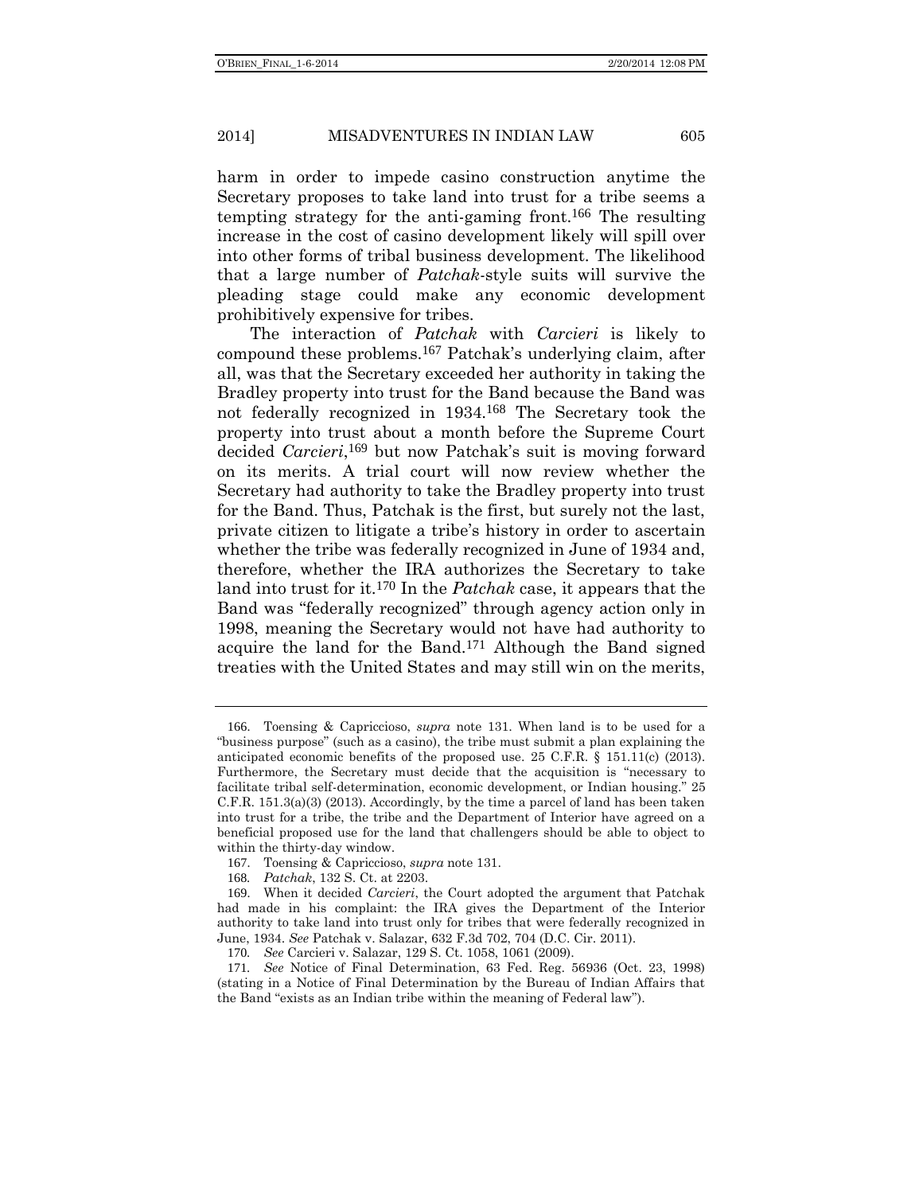harm in order to impede casino construction anytime the Secretary proposes to take land into trust for a tribe seems a tempting strategy for the anti-gaming front.[166] The resulting increase in the cost of casino development likely will spill over into other forms of tribal business development. The likelihood that a large number of *Patchak*-style suits will survive the pleading stage could make any economic development prohibitively expensive for tribes.

The interaction of *Patchak* with *Carcieri* is likely to compound these problems.[167] Patchak's underlying claim, after all, was that the Secretary exceeded her authority in taking the Bradley property into trust for the Band because the Band was not federally recognized in 1934.[168] The Secretary took the property into trust about a month before the Supreme Court decided *Carcieri*,[169] but now Patchak's suit is moving forward on its merits. A trial court will now review whether the Secretary had authority to take the Bradley property into trust for the Band. Thus, Patchak is the first, but surely not the last, private citizen to litigate a tribe's history in order to ascertain whether the tribe was federally recognized in June of 1934 and, therefore, whether the IRA authorizes the Secretary to take land into trust for it.[170] In the *Patchak* case, it appears that the Band was "federally recognized" through agency action only in 1998, meaning the Secretary would not have had authority to acquire the land for the Band.[171] Although the Band signed treaties with the United States and may still win on the merits,

---

166. Toensing & Capriccioso, *supra* note 131. When land is to be used for a "business purpose" (such as a casino), the tribe must submit a plan explaining the anticipated economic benefits of the proposed use. 25 C.F.R. § 151.11(c) (2013). Furthermore, the Secretary must decide that the acquisition is "necessary to facilitate tribal self-determination, economic development, or Indian housing." 25 C.F.R. 151.3(a)(3) (2013). Accordingly, by the time a parcel of land has been taken into trust for a tribe, the tribe and the Department of Interior have agreed on a beneficial proposed use for the land that challengers should be able to object to within the thirty-day window.

167. Toensing & Capriccioso, *supra* note 131.

168. *Patchak*, 132 S. Ct. at 2203.

169. When it decided *Carcieri*, the Court adopted the argument that Patchak had made in his complaint: the IRA gives the Department of the Interior authority to take land into trust only for tribes that were federally recognized in June, 1934. *See* Patchak v. Salazar, 632 F.3d 702, 704 (D.C. Cir. 2011).

170. *See* Carcieri v. Salazar, 129 S. Ct. 1058, 1061 (2009).

171. *See* Notice of Final Determination, 63 Fed. Reg. 56936 (Oct. 23, 1998) (stating in a Notice of Final Determination by the Bureau of Indian Affairs that the Band "exists as an Indian tribe within the meaning of Federal law").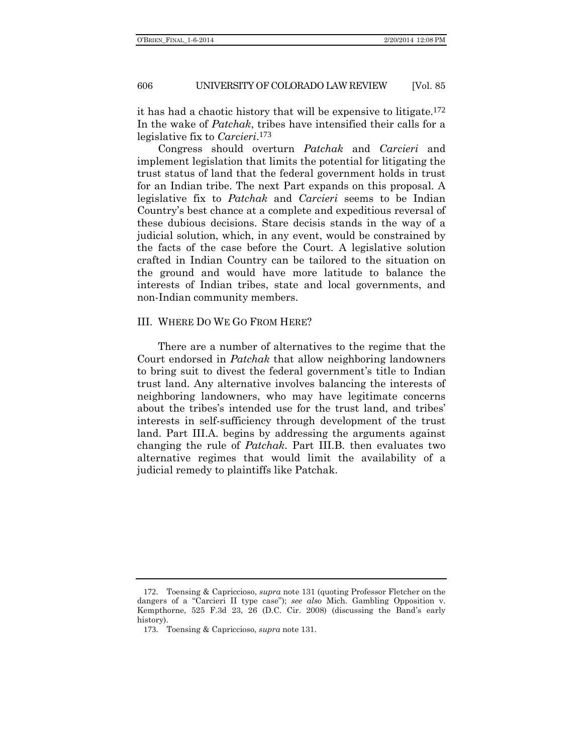it has had a chaotic history that will be expensive to litigate.[172] In the wake of *Patchak*, tribes have intensified their calls for a legislative fix to *Carcieri*.[173]

Congress should overturn *Patchak* and *Carcieri* and implement legislation that limits the potential for litigating the trust status of land that the federal government holds in trust for an Indian tribe. The next Part expands on this proposal. A legislative fix to *Patchak* and *Carcieri* seems to be Indian Country's best chance at a complete and expeditious reversal of these dubious decisions. Stare decisis stands in the way of a judicial solution, which, in any event, would be constrained by the facts of the case before the Court. A legislative solution crafted in Indian Country can be tailored to the situation on the ground and would have more latitude to balance the interests of Indian tribes, state and local governments, and non-Indian community members.

## III. WHERE DO WE GO FROM HERE?

There are a number of alternatives to the regime that the Court endorsed in *Patchak* that allow neighboring landowners to bring suit to divest the federal government's title to Indian trust land. Any alternative involves balancing the interests of neighboring landowners, who may have legitimate concerns about the tribes's intended use for the trust land, and tribes' interests in self-sufficiency through development of the trust land. Part III.A. begins by addressing the arguments against changing the rule of *Patchak*. Part III.B. then evaluates two alternative regimes that would limit the availability of a judicial remedy to plaintiffs like Patchak.

---

172. Toensing & Capriccioso, *supra* note 131 (quoting Professor Fletcher on the dangers of a "Carcieri II type case"); *see also* Mich. Gambling Opposition v. Kempthorne, 525 F.3d 23, 26 (D.C. Cir. 2008) (discussing the Band's early history).

173. Toensing & Capriccioso, *supra* note 131.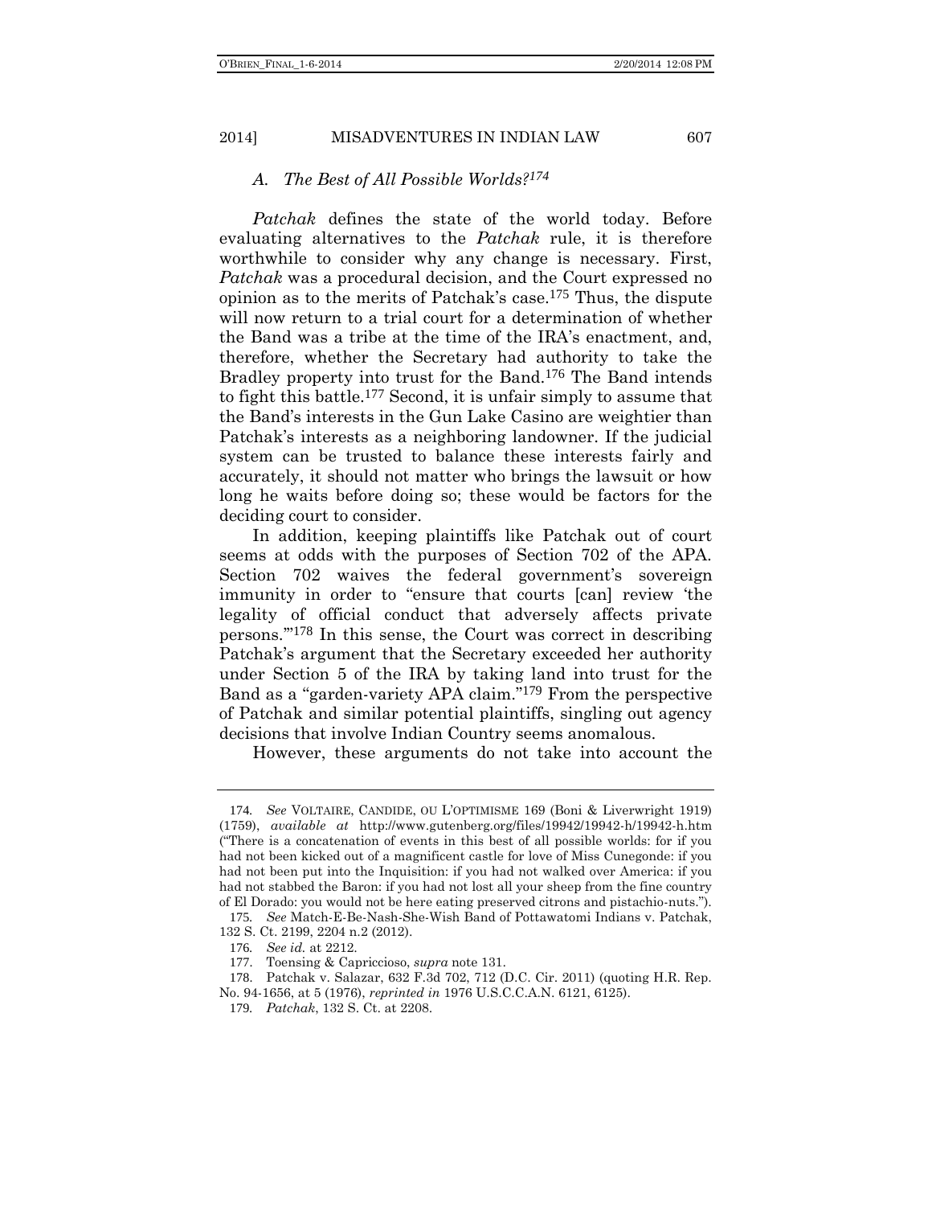### *A. The Best of All Possible Worlds?*[174]

*Patchak* defines the state of the world today. Before evaluating alternatives to the *Patchak* rule, it is therefore worthwhile to consider why any change is necessary. First, *Patchak* was a procedural decision, and the Court expressed no opinion as to the merits of Patchak's case.[175] Thus, the dispute will now return to a trial court for a determination of whether the Band was a tribe at the time of the IRA's enactment, and, therefore, whether the Secretary had authority to take the Bradley property into trust for the Band.[176] The Band intends to fight this battle.[177] Second, it is unfair simply to assume that the Band's interests in the Gun Lake Casino are weightier than Patchak's interests as a neighboring landowner. If the judicial system can be trusted to balance these interests fairly and accurately, it should not matter who brings the lawsuit or how long he waits before doing so; these would be factors for the deciding court to consider.

In addition, keeping plaintiffs like Patchak out of court seems at odds with the purposes of Section 702 of the APA. Section 702 waives the federal government's sovereign immunity in order to "ensure that courts [can] review 'the legality of official conduct that adversely affects private persons.'"[178] In this sense, the Court was correct in describing Patchak's argument that the Secretary exceeded her authority under Section 5 of the IRA by taking land into trust for the Band as a "garden-variety APA claim."[179] From the perspective of Patchak and similar potential plaintiffs, singling out agency decisions that involve Indian Country seems anomalous.

However, these arguments do not take into account the

---

174. *See* VOLTAIRE, CANDIDE, OU L'OPTIMISME 169 (Boni & Liverwright 1919) (1759), *available at* http://www.gutenberg.org/files/19942/19942-h/19942-h.htm ("There is a concatenation of events in this best of all possible worlds: for if you had not been kicked out of a magnificent castle for love of Miss Cunegonde: if you had not been put into the Inquisition: if you had not walked over America: if you had not stabbed the Baron: if you had not lost all your sheep from the fine country of El Dorado: you would not be here eating preserved citrons and pistachio-nuts.").

175. *See* Match-E-Be-Nash-She-Wish Band of Pottawatomi Indians v. Patchak, 132 S. Ct. 2199, 2204 n.2 (2012).

176. *See id.* at 2212.

177. Toensing & Capriccioso, *supra* note 131.

178. Patchak v. Salazar, 632 F.3d 702, 712 (D.C. Cir. 2011) (quoting H.R. Rep. No. 94-1656, at 5 (1976), *reprinted in* 1976 U.S.C.C.A.N. 6121, 6125).

179. *Patchak*, 132 S. Ct. at 2208.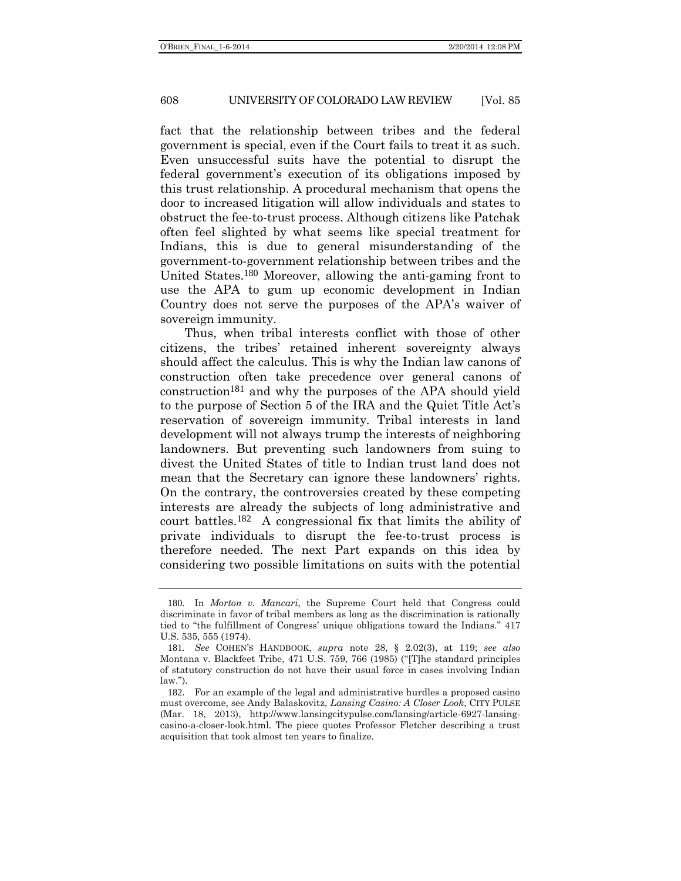fact that the relationship between tribes and the federal government is special, even if the Court fails to treat it as such. Even unsuccessful suits have the potential to disrupt the federal government's execution of its obligations imposed by this trust relationship. A procedural mechanism that opens the door to increased litigation will allow individuals and states to obstruct the fee-to-trust process. Although citizens like Patchak often feel slighted by what seems like special treatment for Indians, this is due to general misunderstanding of the government-to-government relationship between tribes and the United States.[180] Moreover, allowing the anti-gaming front to use the APA to gum up economic development in Indian Country does not serve the purposes of the APA's waiver of sovereign immunity.

Thus, when tribal interests conflict with those of other citizens, the tribes' retained inherent sovereignty always should affect the calculus. This is why the Indian law canons of construction often take precedence over general canons of construction[181] and why the purposes of the APA should yield to the purpose of Section 5 of the IRA and the Quiet Title Act's reservation of sovereign immunity. Tribal interests in land development will not always trump the interests of neighboring landowners. But preventing such landowners from suing to divest the United States of title to Indian trust land does not mean that the Secretary can ignore these landowners' rights. On the contrary, the controversies created by these competing interests are already the subjects of long administrative and court battles.[182] A congressional fix that limits the ability of private individuals to disrupt the fee-to-trust process is therefore needed. The next Part expands on this idea by considering two possible limitations on suits with the potential

---

180. In *Morton v. Mancari*, the Supreme Court held that Congress could discriminate in favor of tribal members as long as the discrimination is rationally tied to "the fulfillment of Congress' unique obligations toward the Indians." 417 U.S. 535, 555 (1974).

181. *See* COHEN'S HANDBOOK, *supra* note 28, § 2.02(3), at 119; *see also* Montana v. Blackfeet Tribe, 471 U.S. 759, 766 (1985) ("[T]he standard principles of statutory construction do not have their usual force in cases involving Indian law.").

182. For an example of the legal and administrative hurdles a proposed casino must overcome, see Andy Balaskovitz, *Lansing Casino: A Closer Look*, CITY PULSE (Mar. 18, 2013), http://www.lansingcitypulse.com/lansing/article-6927-lansing-casino-a-closer-look.html. The piece quotes Professor Fletcher describing a trust acquisition that took almost ten years to finalize.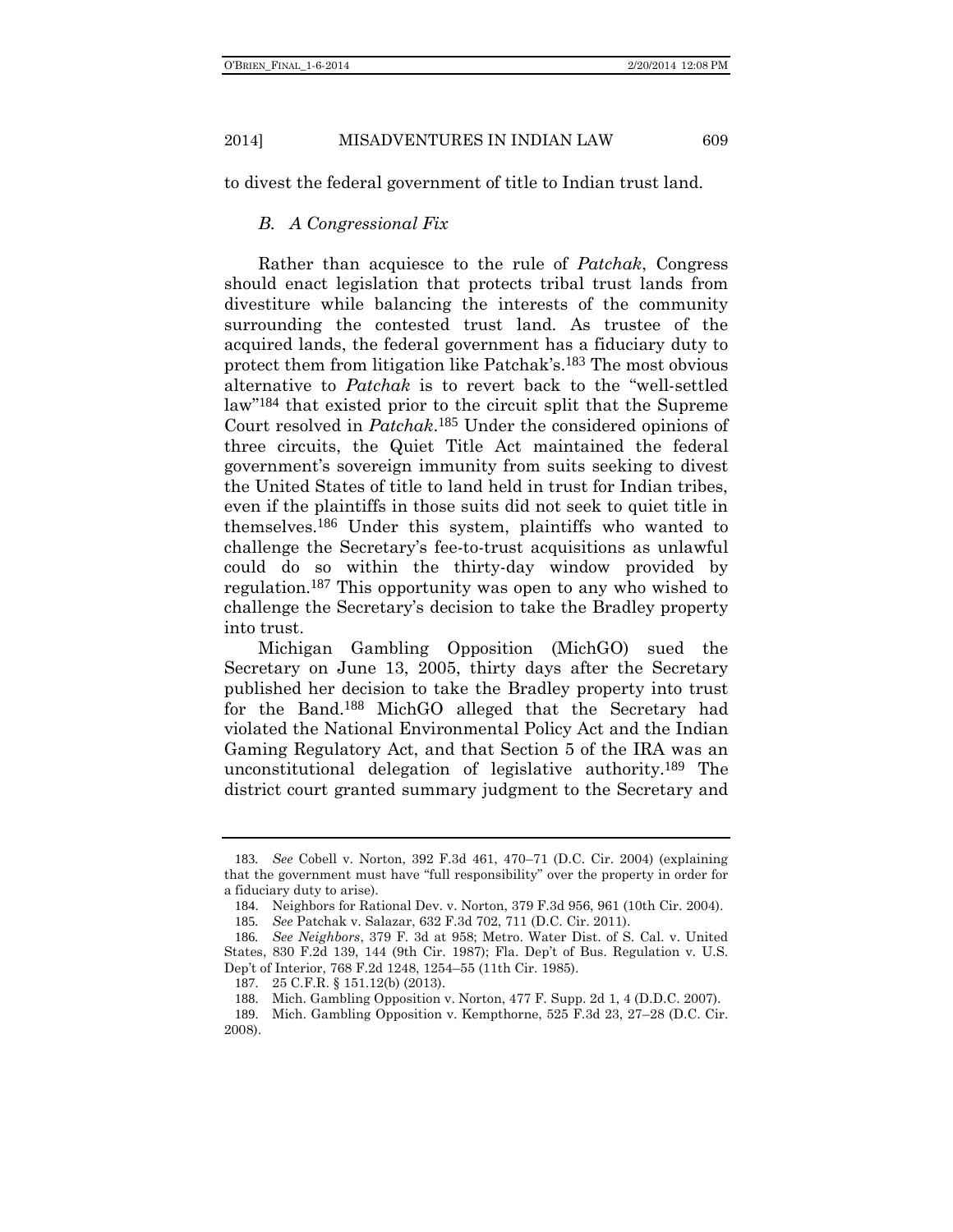to divest the federal government of title to Indian trust land.

### *B. A Congressional Fix*

Rather than acquiesce to the rule of *Patchak*, Congress should enact legislation that protects tribal trust lands from divestiture while balancing the interests of the community surrounding the contested trust land. As trustee of the acquired lands, the federal government has a fiduciary duty to protect them from litigation like Patchak's.[183] The most obvious alternative to *Patchak* is to revert back to the "well-settled law"[184] that existed prior to the circuit split that the Supreme Court resolved in *Patchak*.[185] Under the considered opinions of three circuits, the Quiet Title Act maintained the federal government's sovereign immunity from suits seeking to divest the United States of title to land held in trust for Indian tribes, even if the plaintiffs in those suits did not seek to quiet title in themselves.[186] Under this system, plaintiffs who wanted to challenge the Secretary's fee-to-trust acquisitions as unlawful could do so within the thirty-day window provided by regulation.[187] This opportunity was open to any who wished to challenge the Secretary's decision to take the Bradley property into trust.

Michigan Gambling Opposition (MichGO) sued the Secretary on June 13, 2005, thirty days after the Secretary published her decision to take the Bradley property into trust for the Band.[188] MichGO alleged that the Secretary had violated the National Environmental Policy Act and the Indian Gaming Regulatory Act, and that Section 5 of the IRA was an unconstitutional delegation of legislative authority.[189] The district court granted summary judgment to the Secretary and

---

183. *See* Cobell v. Norton, 392 F.3d 461, 470–71 (D.C. Cir. 2004) (explaining that the government must have "full responsibility" over the property in order for a fiduciary duty to arise).

184. Neighbors for Rational Dev. v. Norton, 379 F.3d 956, 961 (10th Cir. 2004).

185. *See* Patchak v. Salazar, 632 F.3d 702, 711 (D.C. Cir. 2011).

186. *See Neighbors*, 379 F. 3d at 958; Metro. Water Dist. of S. Cal. v. United States, 830 F.2d 139, 144 (9th Cir. 1987); Fla. Dep't of Bus. Regulation v. U.S. Dep't of Interior, 768 F.2d 1248, 1254–55 (11th Cir. 1985).

187. 25 C.F.R. § 151.12(b) (2013).

188. Mich. Gambling Opposition v. Norton, 477 F. Supp. 2d 1, 4 (D.D.C. 2007).

189. Mich. Gambling Opposition v. Kempthorne, 525 F.3d 23, 27–28 (D.C. Cir. 2008).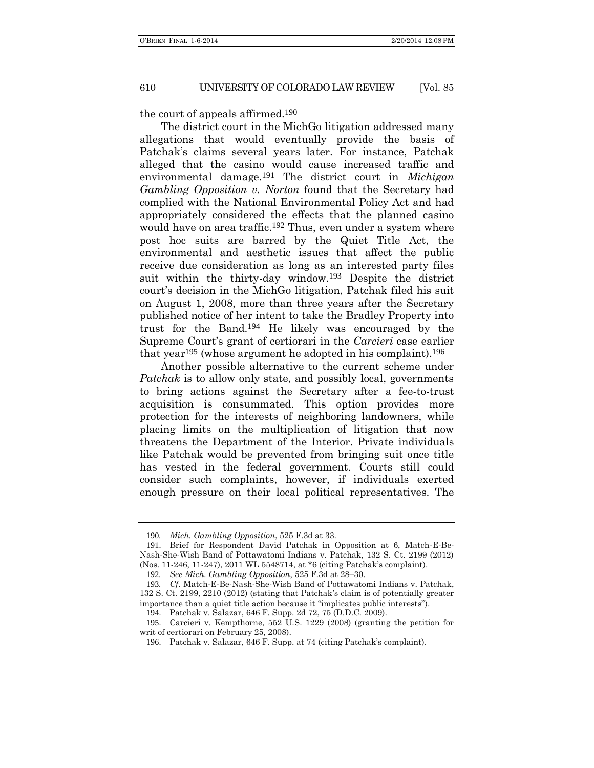the court of appeals affirmed.[190]

The district court in the MichGo litigation addressed many allegations that would eventually provide the basis of Patchak's claims several years later. For instance, Patchak alleged that the casino would cause increased traffic and environmental damage.[191] The district court in *Michigan Gambling Opposition v. Norton* found that the Secretary had complied with the National Environmental Policy Act and had appropriately considered the effects that the planned casino would have on area traffic.[192] Thus, even under a system where post hoc suits are barred by the Quiet Title Act, the environmental and aesthetic issues that affect the public receive due consideration as long as an interested party files suit within the thirty-day window.[193] Despite the district court's decision in the MichGo litigation, Patchak filed his suit on August 1, 2008, more than three years after the Secretary published notice of her intent to take the Bradley Property into trust for the Band.[194] He likely was encouraged by the Supreme Court's grant of certiorari in the *Carcieri* case earlier that year[195] (whose argument he adopted in his complaint).[196]

Another possible alternative to the current scheme under *Patchak* is to allow only state, and possibly local, governments to bring actions against the Secretary after a fee-to-trust acquisition is consummated. This option provides more protection for the interests of neighboring landowners, while placing limits on the multiplication of litigation that now threatens the Department of the Interior. Private individuals like Patchak would be prevented from bringing suit once title has vested in the federal government. Courts still could consider such complaints, however, if individuals exerted enough pressure on their local political representatives. The

---

190. *Mich. Gambling Opposition*, 525 F.3d at 33.

191. Brief for Respondent David Patchak in Opposition at 6, Match-E-Be-Nash-She-Wish Band of Pottawatomi Indians v. Patchak, 132 S. Ct. 2199 (2012) (Nos. 11-246, 11-247), 2011 WL 5548714, at *6 (citing Patchak's complaint).

192. *See Mich. Gambling Opposition*, 525 F.3d at 28–30.

193. *Cf.* Match-E-Be-Nash-She-Wish Band of Pottawatomi Indians v. Patchak, 132 S. Ct. 2199, 2210 (2012) (stating that Patchak's claim is of potentially greater importance than a quiet title action because it "implicates public interests").

194. Patchak v. Salazar, 646 F. Supp. 2d 72, 75 (D.D.C. 2009).

195. Carcieri v. Kempthorne, 552 U.S. 1229 (2008) (granting the petition for writ of certiorari on February 25, 2008).

196. Patchak v. Salazar, 646 F. Supp. at 74 (citing Patchak's complaint).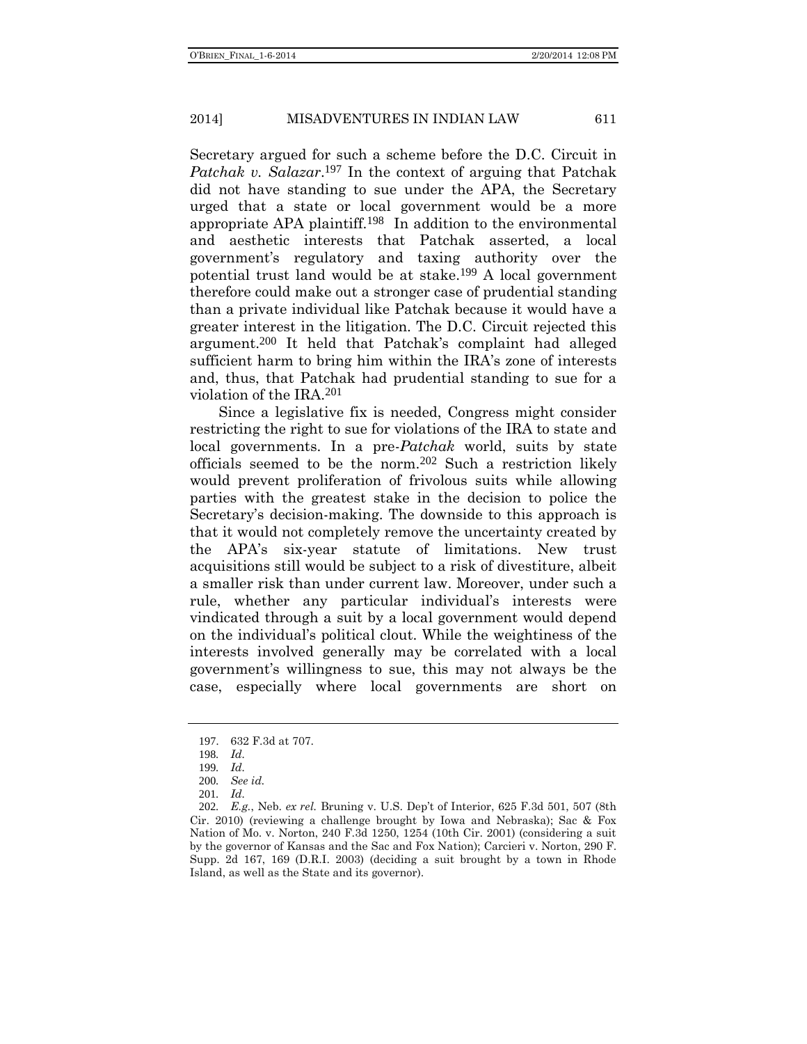Secretary argued for such a scheme before the D.C. Circuit in *Patchak v. Salazar*.[197] In the context of arguing that Patchak did not have standing to sue under the APA, the Secretary urged that a state or local government would be a more appropriate APA plaintiff.[198] In addition to the environmental and aesthetic interests that Patchak asserted, a local government's regulatory and taxing authority over the potential trust land would be at stake.[199] A local government therefore could make out a stronger case of prudential standing than a private individual like Patchak because it would have a greater interest in the litigation. The D.C. Circuit rejected this argument.[200] It held that Patchak's complaint had alleged sufficient harm to bring him within the IRA's zone of interests and, thus, that Patchak had prudential standing to sue for a violation of the IRA.[201]

Since a legislative fix is needed, Congress might consider restricting the right to sue for violations of the IRA to state and local governments. In a pre-*Patchak* world, suits by state officials seemed to be the norm.[202] Such a restriction likely would prevent proliferation of frivolous suits while allowing parties with the greatest stake in the decision to police the Secretary's decision-making. The downside to this approach is that it would not completely remove the uncertainty created by the APA's six-year statute of limitations. New trust acquisitions still would be subject to a risk of divestiture, albeit a smaller risk than under current law. Moreover, under such a rule, whether any particular individual's interests were vindicated through a suit by a local government would depend on the individual's political clout. While the weightiness of the interests involved generally may be correlated with a local government's willingness to sue, this may not always be the case, especially where local governments are short on

---

197. 632 F.3d at 707.

198. *Id.*

199. *Id.*

200. *See id.*

201. *Id.*

202. *E.g.*, Neb. *ex rel.* Bruning v. U.S. Dep't of Interior, 625 F.3d 501, 507 (8th Cir. 2010) (reviewing a challenge brought by Iowa and Nebraska); Sac & Fox Nation of Mo. v. Norton, 240 F.3d 1250, 1254 (10th Cir. 2001) (considering a suit by the governor of Kansas and the Sac and Fox Nation); Carcieri v. Norton, 290 F. Supp. 2d 167, 169 (D.R.I. 2003) (deciding a suit brought by a town in Rhode Island, as well as the State and its governor).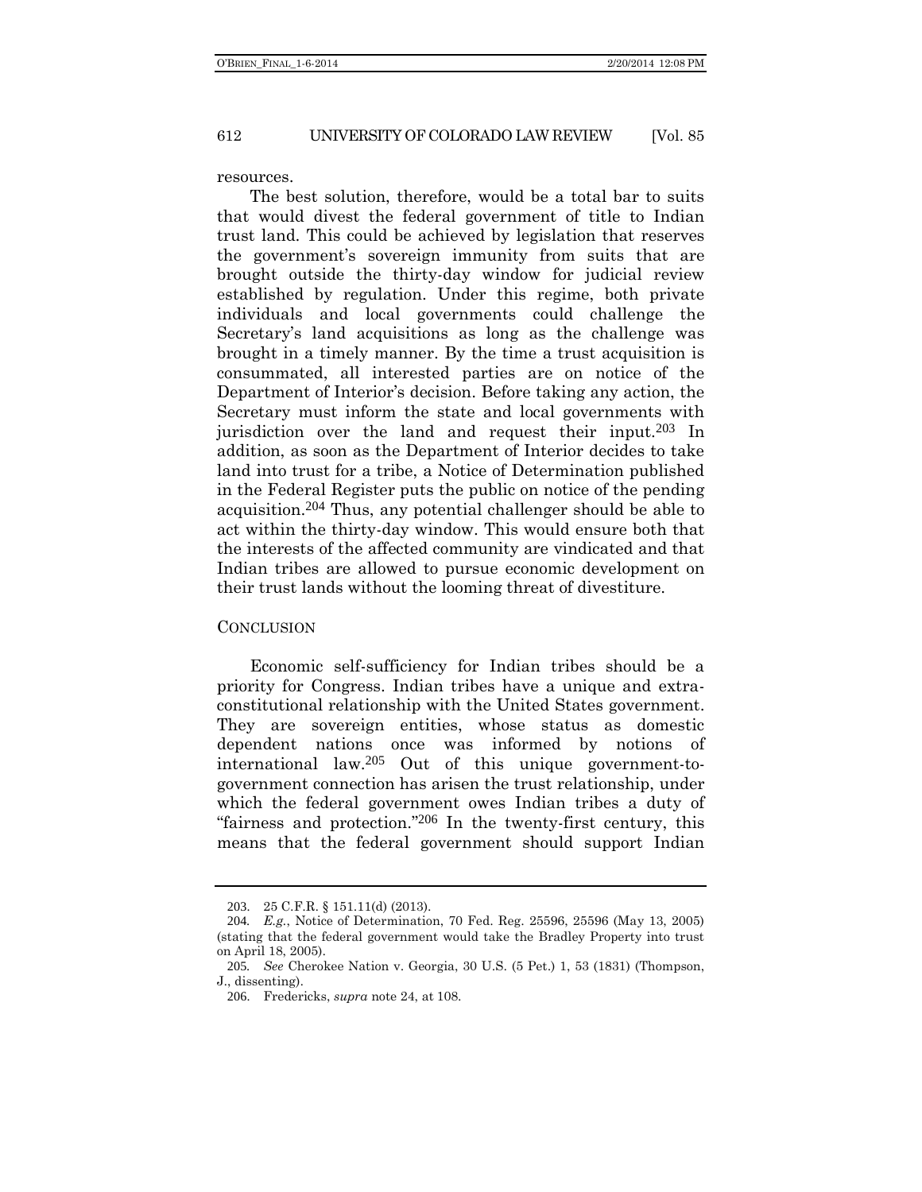resources.

The best solution, therefore, would be a total bar to suits that would divest the federal government of title to Indian trust land. This could be achieved by legislation that reserves the government's sovereign immunity from suits that are brought outside the thirty-day window for judicial review established by regulation. Under this regime, both private individuals and local governments could challenge the Secretary's land acquisitions as long as the challenge was brought in a timely manner. By the time a trust acquisition is consummated, all interested parties are on notice of the Department of Interior's decision. Before taking any action, the Secretary must inform the state and local governments with jurisdiction over the land and request their input.[203] In addition, as soon as the Department of Interior decides to take land into trust for a tribe, a Notice of Determination published in the Federal Register puts the public on notice of the pending acquisition.[204] Thus, any potential challenger should be able to act within the thirty-day window. This would ensure both that the interests of the affected community are vindicated and that Indian tribes are allowed to pursue economic development on their trust lands without the looming threat of divestiture.

## CONCLUSION

Economic self-sufficiency for Indian tribes should be a priority for Congress. Indian tribes have a unique and extra-constitutional relationship with the United States government. They are sovereign entities, whose status as domestic dependent nations once was informed by notions of international law.[205] Out of this unique government-to-government connection has arisen the trust relationship, under which the federal government owes Indian tribes a duty of "fairness and protection."[206] In the twenty-first century, this means that the federal government should support Indian

---

203. 25 C.F.R. § 151.11(d) (2013).

204. *E.g.*, Notice of Determination, 70 Fed. Reg. 25596, 25596 (May 13, 2005) (stating that the federal government would take the Bradley Property into trust on April 18, 2005).

205. *See* Cherokee Nation v. Georgia, 30 U.S. (5 Pet.) 1, 53 (1831) (Thompson, J., dissenting).

206. Fredericks, *supra* note 24, at 108.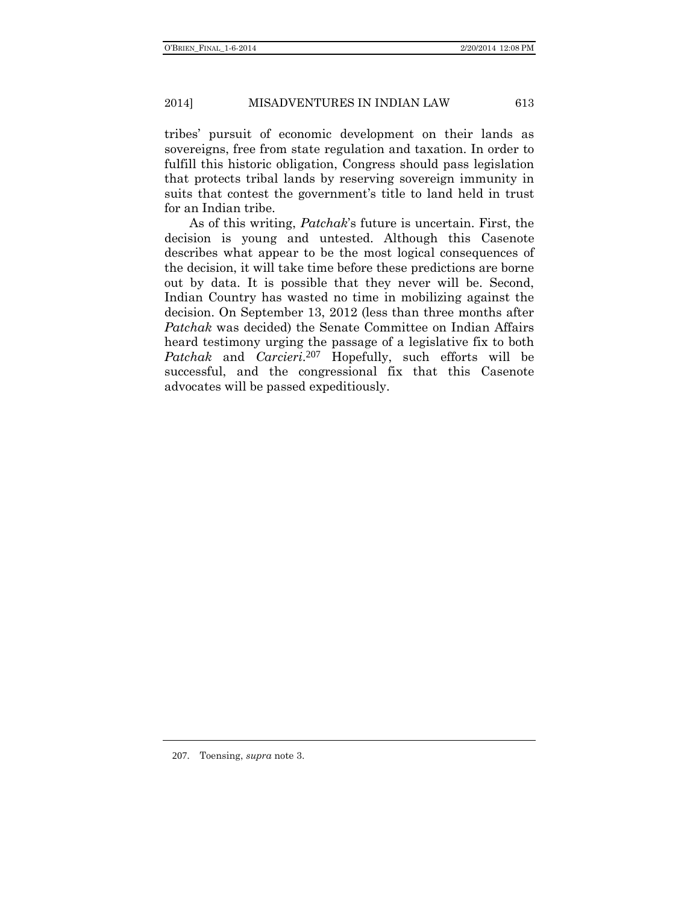tribes' pursuit of economic development on their lands as sovereigns, free from state regulation and taxation. In order to fulfill this historic obligation, Congress should pass legislation that protects tribal lands by reserving sovereign immunity in suits that contest the government's title to land held in trust for an Indian tribe.

As of this writing, *Patchak*'s future is uncertain. First, the decision is young and untested. Although this Casenote describes what appear to be the most logical consequences of the decision, it will take time before these predictions are borne out by data. It is possible that they never will be. Second, Indian Country has wasted no time in mobilizing against the decision. On September 13, 2012 (less than three months after *Patchak* was decided) the Senate Committee on Indian Affairs heard testimony urging the passage of a legislative fix to both *Patchak* and *Carcieri*.[207] Hopefully, such efforts will be successful, and the congressional fix that this Casenote advocates will be passed expeditiously.

---

207. Toensing, *supra* note 3.